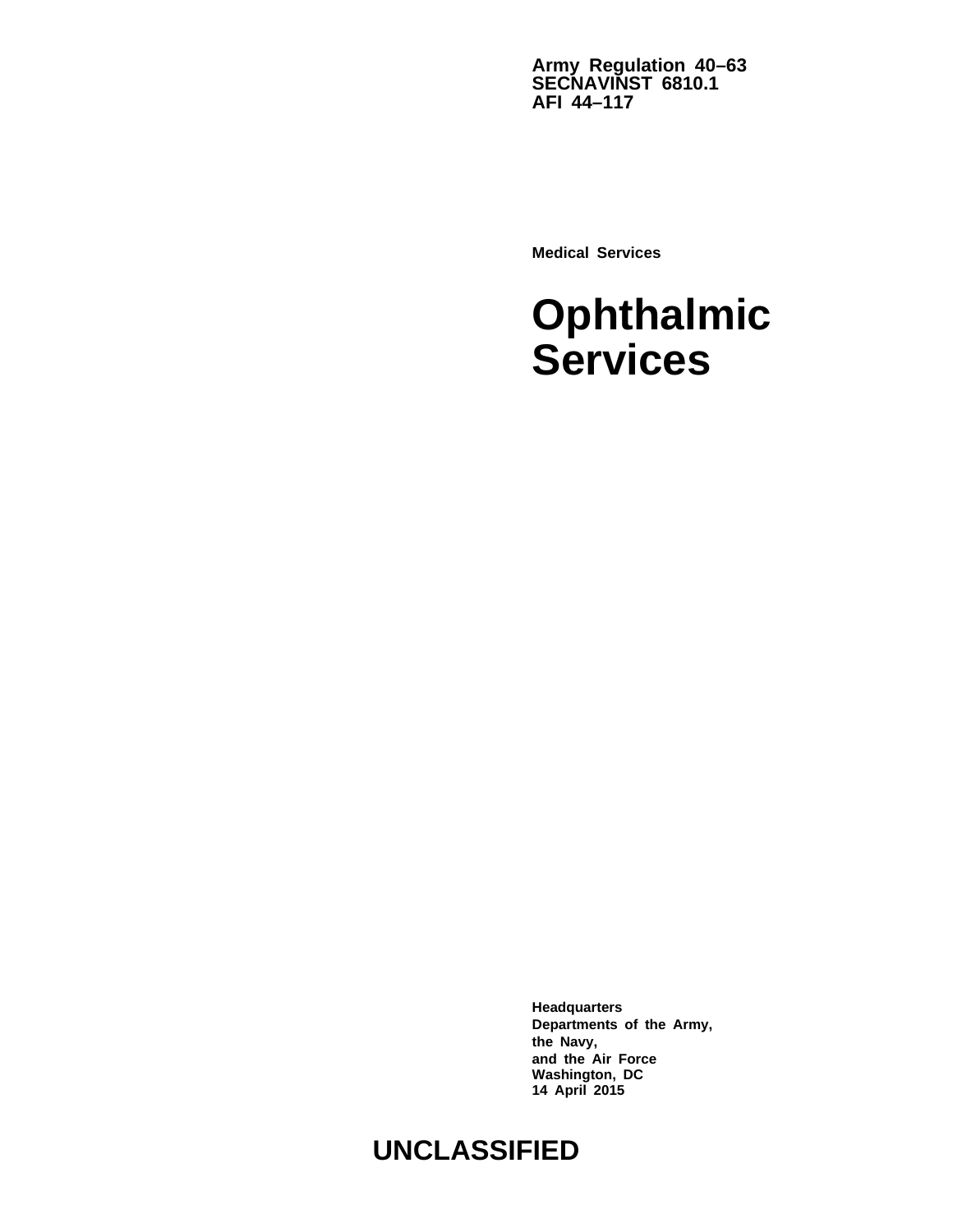**Army Regulation 40–63**
**SECNAVINST 6810.1**
**AFI 44–117**

**Medical Services**

# Ophthalmic Services

**Headquarters**
**Departments of the Army,**
**the Navy,**
**and the Air Force**
**Washington, DC**
**14 April 2015**

**UNCLASSIFIED**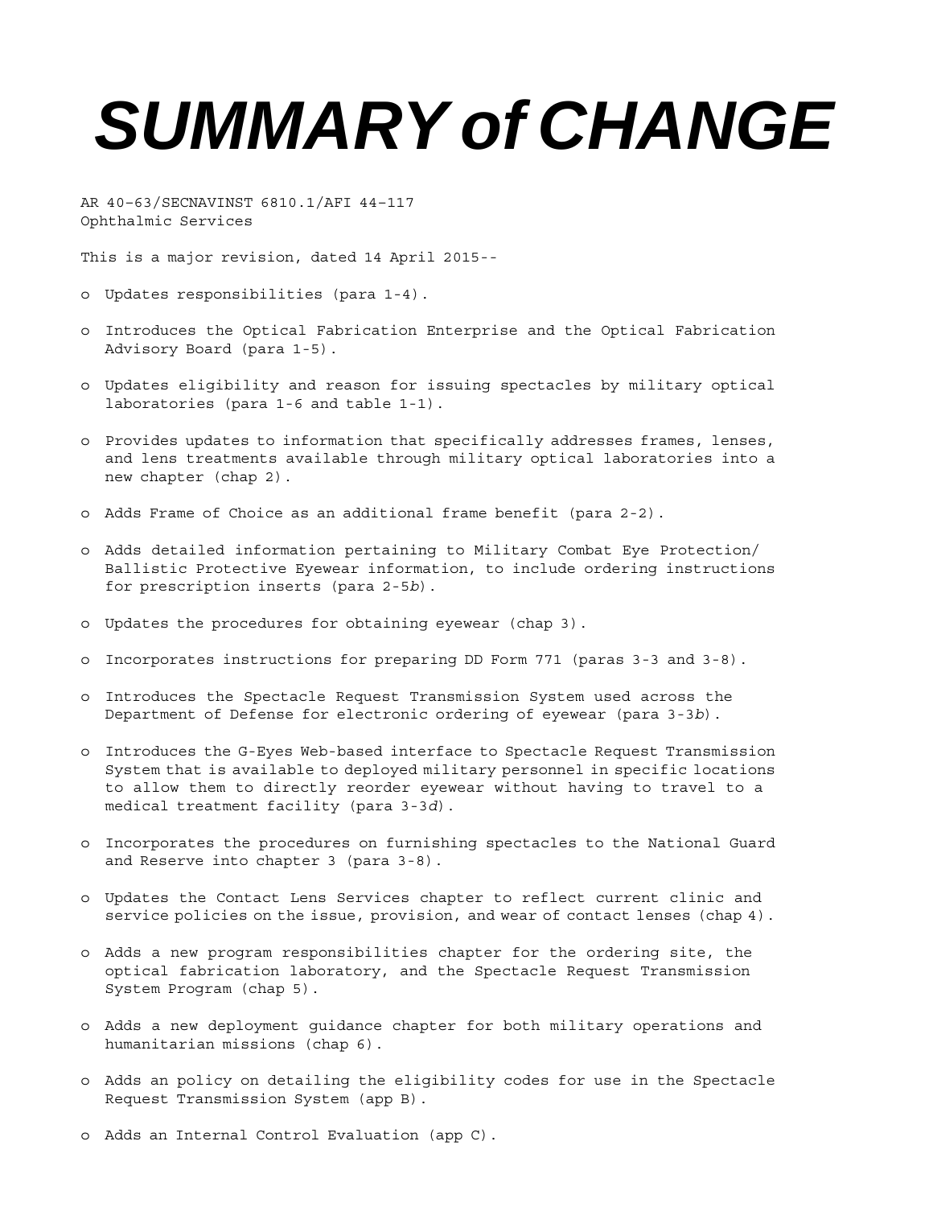# SUMMARY of CHANGE

AR 40–63/SECNAVINST 6810.1/AFI 44–117
Ophthalmic Services

This is a major revision, dated 14 April 2015--

- o Updates responsibilities (para 1-4).
- o Introduces the Optical Fabrication Enterprise and the Optical Fabrication Advisory Board (para 1-5).
- o Updates eligibility and reason for issuing spectacles by military optical laboratories (para 1-6 and table 1-1).
- o Provides updates to information that specifically addresses frames, lenses, and lens treatments available through military optical laboratories into a new chapter (chap 2).
- o Adds Frame of Choice as an additional frame benefit (para 2-2).
- o Adds detailed information pertaining to Military Combat Eye Protection/ Ballistic Protective Eyewear information, to include ordering instructions for prescription inserts (para 2-5*b*).
- o Updates the procedures for obtaining eyewear (chap 3).
- o Incorporates instructions for preparing DD Form 771 (paras 3-3 and 3-8).
- o Introduces the Spectacle Request Transmission System used across the Department of Defense for electronic ordering of eyewear (para 3-3*b*).
- o Introduces the G-Eyes Web-based interface to Spectacle Request Transmission System that is available to deployed military personnel in specific locations to allow them to directly reorder eyewear without having to travel to a medical treatment facility (para 3-3*d*).
- o Incorporates the procedures on furnishing spectacles to the National Guard and Reserve into chapter 3 (para 3-8).
- o Updates the Contact Lens Services chapter to reflect current clinic and service policies on the issue, provision, and wear of contact lenses (chap 4).
- o Adds a new program responsibilities chapter for the ordering site, the optical fabrication laboratory, and the Spectacle Request Transmission System Program (chap 5).
- o Adds a new deployment guidance chapter for both military operations and humanitarian missions (chap 6).
- o Adds an policy on detailing the eligibility codes for use in the Spectacle Request Transmission System (app B).
- o Adds an Internal Control Evaluation (app C).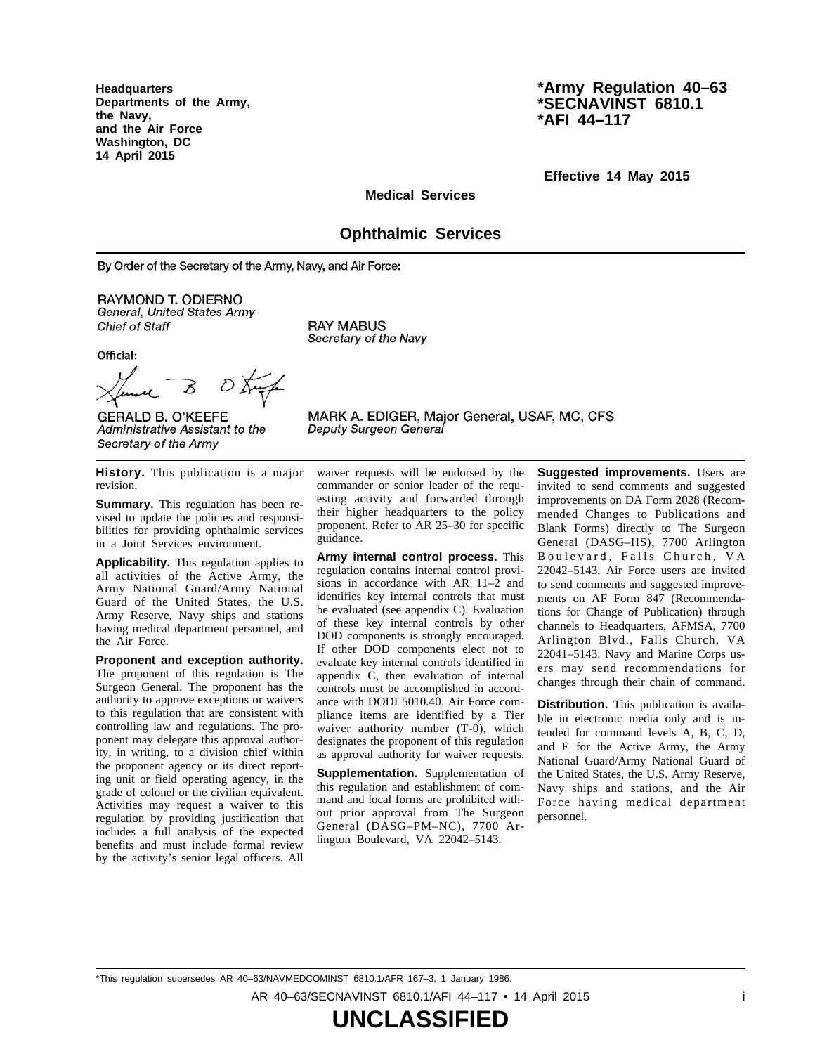**Headquarters**
**Departments of the Army,**
**the Navy,**
**and the Air Force**
**Washington, DC**
**14 April 2015**

**\*Army Regulation 40–63**
**\*SECNAVINST 6810.1**
**\*AFI 44–117**

**Effective 14 May 2015**

**Medical Services**

# Ophthalmic Services

By Order of the Secretary of the Army, Navy, and Air Force:

RAYMOND T. ODIERNO
*General, United States Army*
*Chief of Staff*

RAY MABUS
*Secretary of the Navy*

Official:

GERALD B. O'KEEFE
*Administrative Assistant to the Secretary of the Army*

MARK A. EDIGER, Major General, USAF, MC, CFS
*Deputy Surgeon General*

**History.** This publication is a major revision.

**Summary.** This regulation has been revised to update the policies and responsibilities for providing ophthalmic services in a Joint Services environment.

**Applicability.** This regulation applies to all activities of the Active Army, the Army National Guard/Army National Guard of the United States, the U.S. Army Reserve, Navy ships and stations having medical department personnel, and the Air Force.

**Proponent and exception authority.** The proponent of this regulation is The Surgeon General. The proponent has the authority to approve exceptions or waivers to this regulation that are consistent with controlling law and regulations. The proponent may delegate this approval authority, in writing, to a division chief within the proponent agency or its direct reporting unit or field operating agency, in the grade of colonel or the civilian equivalent. Activities may request a waiver to this regulation by providing justification that includes a full analysis of the expected benefits and must include formal review by the activity's senior legal officers. All waiver requests will be endorsed by the commander or senior leader of the requesting activity and forwarded through their higher headquarters to the policy proponent. Refer to AR 25–30 for specific guidance.

**Army internal control process.** This regulation contains internal control provisions in accordance with AR 11–2 and identifies key internal controls that must be evaluated (see appendix C). Evaluation of these key internal controls by other DOD components is strongly encouraged. If other DOD components elect not to evaluate key internal controls identified in appendix C, then evaluation of internal controls must be accomplished in accordance with DODI 5010.40. Air Force compliance items are identified by a Tier waiver authority number (T-0), which designates the proponent of this regulation as approval authority for waiver requests.

**Supplementation.** Supplementation of this regulation and establishment of command and local forms are prohibited without prior approval from The Surgeon General (DASG–PM–NC), 7700 Arlington Boulevard, VA 22042–5143.

**Suggested improvements.** Users are invited to send comments and suggested improvements on DA Form 2028 (Recommended Changes to Publications and Blank Forms) directly to The Surgeon General (DASG–HS), 7700 Arlington Boulevard, Falls Church, VA 22042–5143. Air Force users are invited to send comments and suggested improvements on AF Form 847 (Recommendations for Change of Publication) through channels to Headquarters, AFMSA, 7700 Arlington Blvd., Falls Church, VA 22041–5143. Navy and Marine Corps users may send recommendations for changes through their chain of command.

**Distribution.** This publication is available in electronic media only and is intended for command levels A, B, C, D, and E for the Active Army, the Army National Guard/Army National Guard of the United States, the U.S. Army Reserve, Navy ships and stations, and the Air Force having medical department personnel.

\*This regulation supersedes AR 40–63/NAVMEDCOMINST 6810.1/AFR 167–3, 1 January 1986.

**UNCLASSIFIED**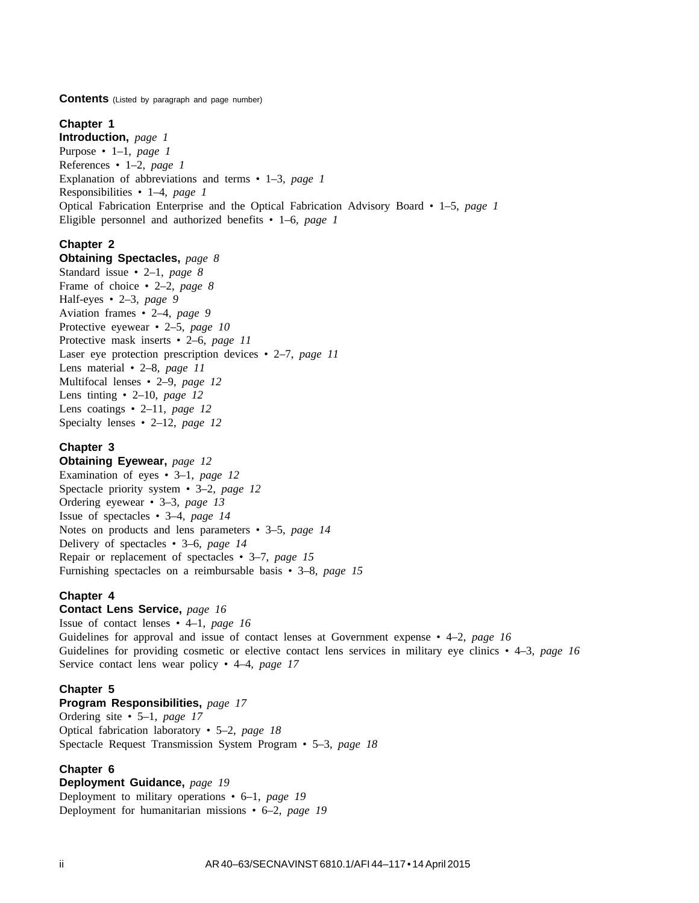**Contents** (Listed by paragraph and page number)

**Chapter 1**
**Introduction,** *page 1*
Purpose • 1–1, *page 1*
References • 1–2, *page 1*
Explanation of abbreviations and terms • 1–3, *page 1*
Responsibilities • 1–4, *page 1*
Optical Fabrication Enterprise and the Optical Fabrication Advisory Board • 1–5, *page 1*
Eligible personnel and authorized benefits • 1–6, *page 1*

**Chapter 2**
**Obtaining Spectacles,** *page 8*
Standard issue • 2–1, *page 8*
Frame of choice • 2–2, *page 8*
Half-eyes • 2–3, *page 9*
Aviation frames • 2–4, *page 9*
Protective eyewear • 2–5, *page 10*
Protective mask inserts • 2–6, *page 11*
Laser eye protection prescription devices • 2–7, *page 11*
Lens material • 2–8, *page 11*
Multifocal lenses • 2–9, *page 12*
Lens tinting • 2–10, *page 12*
Lens coatings • 2–11, *page 12*
Specialty lenses • 2–12, *page 12*

**Chapter 3**
**Obtaining Eyewear,** *page 12*
Examination of eyes • 3–1, *page 12*
Spectacle priority system • 3–2, *page 12*
Ordering eyewear • 3–3, *page 13*
Issue of spectacles • 3–4, *page 14*
Notes on products and lens parameters • 3–5, *page 14*
Delivery of spectacles • 3–6, *page 14*
Repair or replacement of spectacles • 3–7, *page 15*
Furnishing spectacles on a reimbursable basis • 3–8, *page 15*

**Chapter 4**
**Contact Lens Service,** *page 16*
Issue of contact lenses • 4–1, *page 16*
Guidelines for approval and issue of contact lenses at Government expense • 4–2, *page 16*
Guidelines for providing cosmetic or elective contact lens services in military eye clinics • 4–3, *page 16*
Service contact lens wear policy • 4–4, *page 17*

**Chapter 5**
**Program Responsibilities,** *page 17*
Ordering site • 5–1, *page 17*
Optical fabrication laboratory • 5–2, *page 18*
Spectacle Request Transmission System Program • 5–3, *page 18*

**Chapter 6**
**Deployment Guidance,** *page 19*
Deployment to military operations • 6–1, *page 19*
Deployment for humanitarian missions • 6–2, *page 19*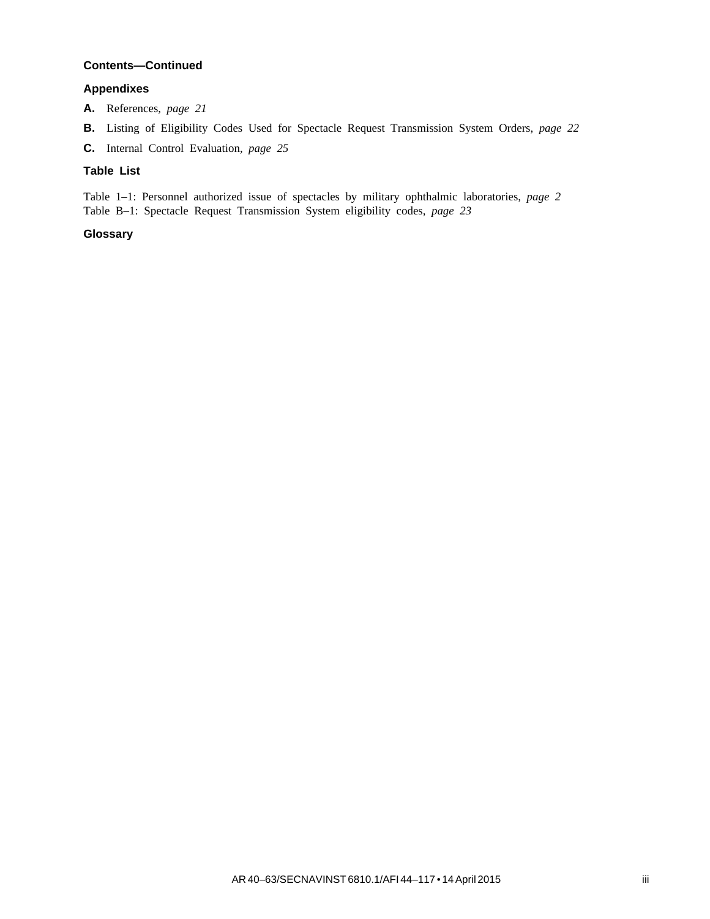**Contents—Continued**

## Appendixes

**A.** References, *page 21*

**B.** Listing of Eligibility Codes Used for Spectacle Request Transmission System Orders, *page 22*

**C.** Internal Control Evaluation, *page 25*

## Table List

Table 1–1: Personnel authorized issue of spectacles by military ophthalmic laboratories, *page 2*
Table B–1: Spectacle Request Transmission System eligibility codes, *page 23*

## Glossary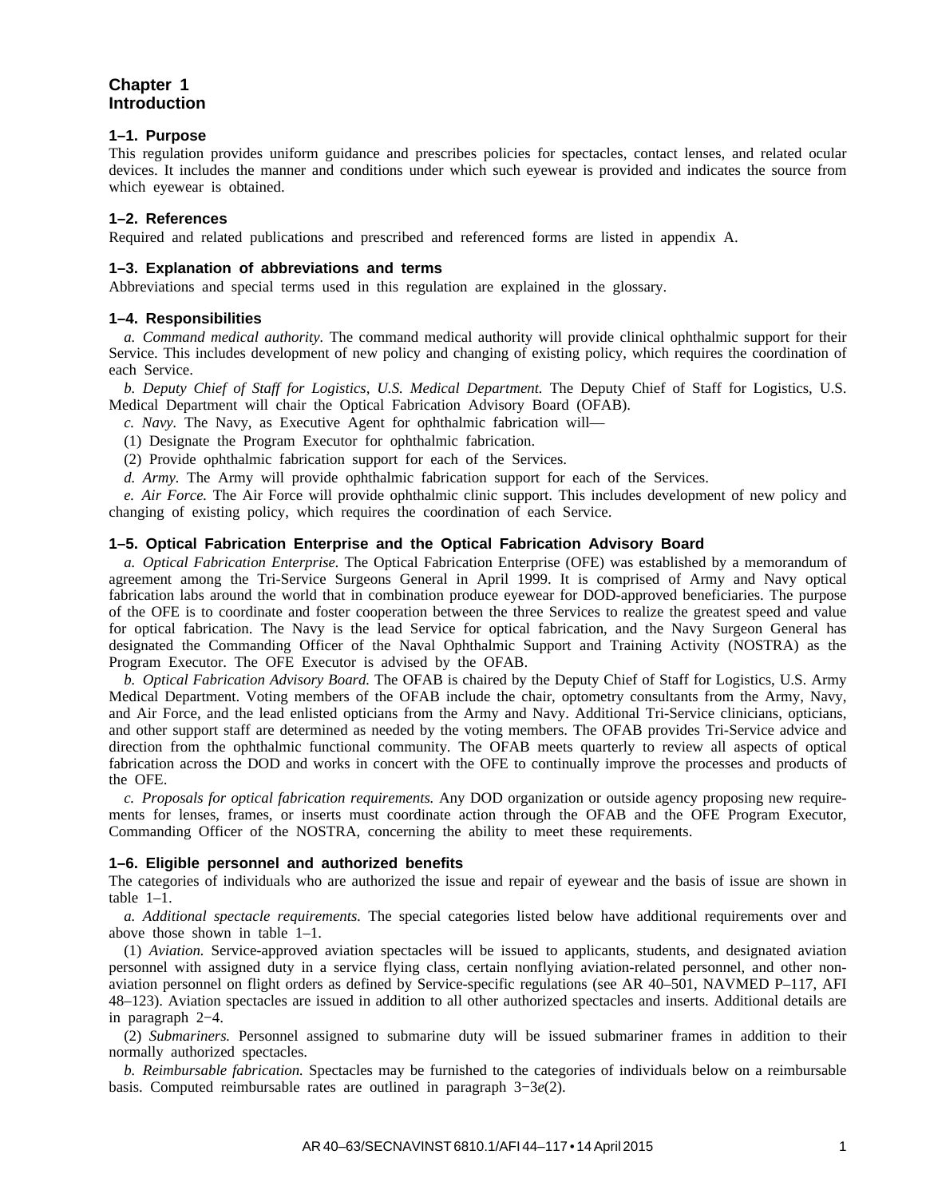# Chapter 1
# Introduction

### 1–1. Purpose

This regulation provides uniform guidance and prescribes policies for spectacles, contact lenses, and related ocular devices. It includes the manner and conditions under which such eyewear is provided and indicates the source from which eyewear is obtained.

### 1–2. References

Required and related publications and prescribed and referenced forms are listed in appendix A.

### 1–3. Explanation of abbreviations and terms

Abbreviations and special terms used in this regulation are explained in the glossary.

### 1–4. Responsibilities

*a. Command medical authority.* The command medical authority will provide clinical ophthalmic support for their Service. This includes development of new policy and changing of existing policy, which requires the coordination of each Service.

*b. Deputy Chief of Staff for Logistics, U.S. Medical Department.* The Deputy Chief of Staff for Logistics, U.S. Medical Department will chair the Optical Fabrication Advisory Board (OFAB).

*c. Navy.* The Navy, as Executive Agent for ophthalmic fabrication will—

(1) Designate the Program Executor for ophthalmic fabrication.

(2) Provide ophthalmic fabrication support for each of the Services.

*d. Army.* The Army will provide ophthalmic fabrication support for each of the Services.

*e. Air Force.* The Air Force will provide ophthalmic clinic support. This includes development of new policy and changing of existing policy, which requires the coordination of each Service.

### 1–5. Optical Fabrication Enterprise and the Optical Fabrication Advisory Board

*a. Optical Fabrication Enterprise.* The Optical Fabrication Enterprise (OFE) was established by a memorandum of agreement among the Tri-Service Surgeons General in April 1999. It is comprised of Army and Navy optical fabrication labs around the world that in combination produce eyewear for DOD-approved beneficiaries. The purpose of the OFE is to coordinate and foster cooperation between the three Services to realize the greatest speed and value for optical fabrication. The Navy is the lead Service for optical fabrication, and the Navy Surgeon General has designated the Commanding Officer of the Naval Ophthalmic Support and Training Activity (NOSTRA) as the Program Executor. The OFE Executor is advised by the OFAB.

*b. Optical Fabrication Advisory Board.* The OFAB is chaired by the Deputy Chief of Staff for Logistics, U.S. Army Medical Department. Voting members of the OFAB include the chair, optometry consultants from the Army, Navy, and Air Force, and the lead enlisted opticians from the Army and Navy. Additional Tri-Service clinicians, opticians, and other support staff are determined as needed by the voting members. The OFAB provides Tri-Service advice and direction from the ophthalmic functional community. The OFAB meets quarterly to review all aspects of optical fabrication across the DOD and works in concert with the OFE to continually improve the processes and products of the OFE.

*c. Proposals for optical fabrication requirements.* Any DOD organization or outside agency proposing new requirements for lenses, frames, or inserts must coordinate action through the OFAB and the OFE Program Executor, Commanding Officer of the NOSTRA, concerning the ability to meet these requirements.

### 1–6. Eligible personnel and authorized benefits

The categories of individuals who are authorized the issue and repair of eyewear and the basis of issue are shown in table 1–1.

*a. Additional spectacle requirements.* The special categories listed below have additional requirements over and above those shown in table 1–1.

(1) *Aviation.* Service-approved aviation spectacles will be issued to applicants, students, and designated aviation personnel with assigned duty in a service flying class, certain nonflying aviation-related personnel, and other non-aviation personnel on flight orders as defined by Service-specific regulations (see AR 40–501, NAVMED P–117, AFI 48–123). Aviation spectacles are issued in addition to all other authorized spectacles and inserts. Additional details are in paragraph 2−4.

(2) *Submariners.* Personnel assigned to submarine duty will be issued submariner frames in addition to their normally authorized spectacles.

*b. Reimbursable fabrication.* Spectacles may be furnished to the categories of individuals below on a reimbursable basis. Computed reimbursable rates are outlined in paragraph 3−3*e*(2).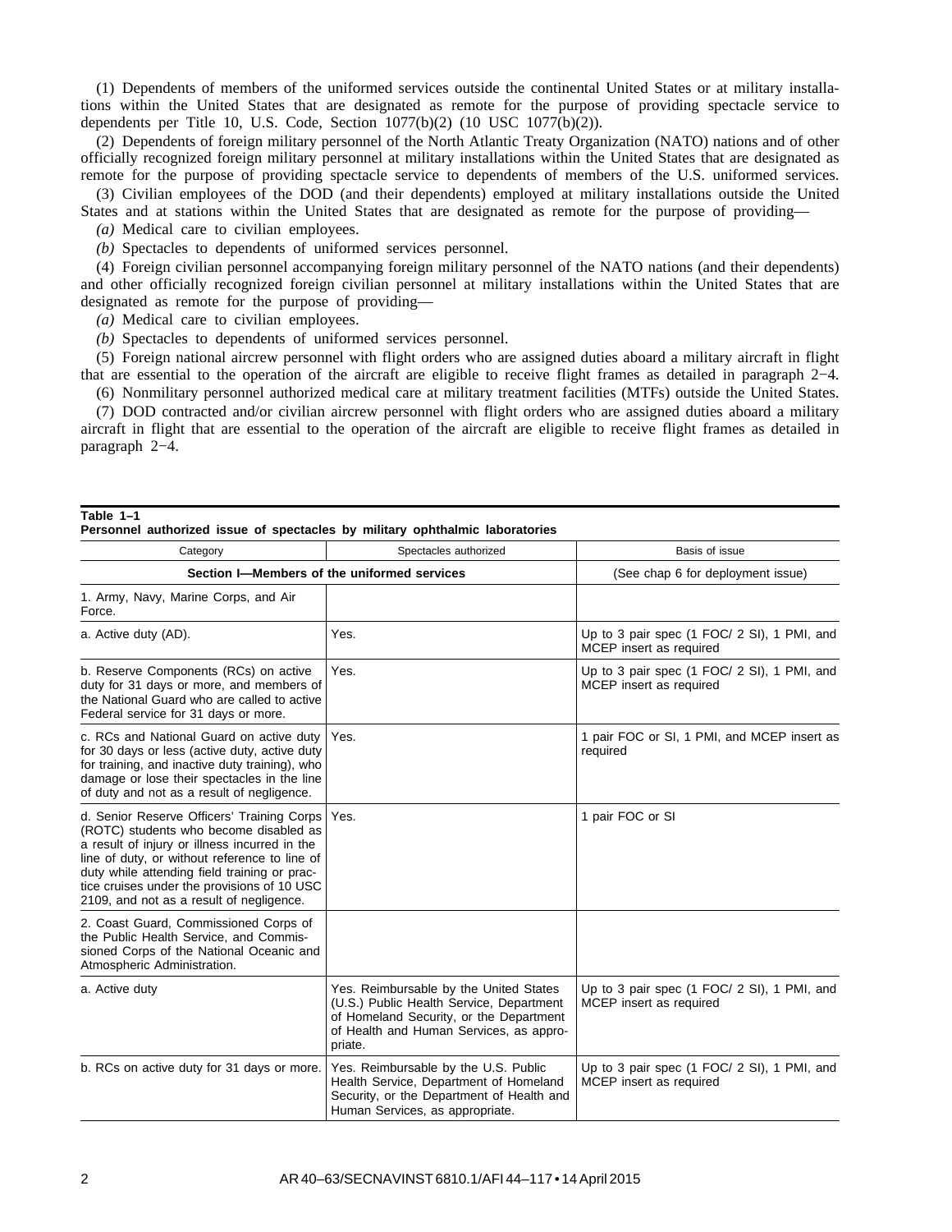(1) Dependents of members of the uniformed services outside the continental United States or at military installations within the United States that are designated as remote for the purpose of providing spectacle service to dependents per Title 10, U.S. Code, Section 1077(b)(2) (10 USC 1077(b)(2)).

(2) Dependents of foreign military personnel of the North Atlantic Treaty Organization (NATO) nations and of other officially recognized foreign military personnel at military installations within the United States that are designated as remote for the purpose of providing spectacle service to dependents of members of the U.S. uniformed services.

(3) Civilian employees of the DOD (and their dependents) employed at military installations outside the United States and at stations within the United States that are designated as remote for the purpose of providing—

*(a)* Medical care to civilian employees.

*(b)* Spectacles to dependents of uniformed services personnel.

(4) Foreign civilian personnel accompanying foreign military personnel of the NATO nations (and their dependents) and other officially recognized foreign civilian personnel at military installations within the United States that are designated as remote for the purpose of providing—

*(a)* Medical care to civilian employees.

*(b)* Spectacles to dependents of uniformed services personnel.

(5) Foreign national aircrew personnel with flight orders who are assigned duties aboard a military aircraft in flight that are essential to the operation of the aircraft are eligible to receive flight frames as detailed in paragraph 2−4.

(6) Nonmilitary personnel authorized medical care at military treatment facilities (MTFs) outside the United States.

(7) DOD contracted and/or civilian aircrew personnel with flight orders who are assigned duties aboard a military aircraft in flight that are essential to the operation of the aircraft are eligible to receive flight frames as detailed in paragraph 2−4.

**Table 1–1**
**Personnel authorized issue of spectacles by military ophthalmic laboratories**

| Category | Spectacles authorized | Basis of issue |
|---|---|---|
| **Section I—Members of the uniformed services** | | (See chap 6 for deployment issue) |
| 1. Army, Navy, Marine Corps, and Air Force. | | |
| a. Active duty (AD). | Yes. | Up to 3 pair spec (1 FOC/ 2 SI), 1 PMI, and MCEP insert as required |
| b. Reserve Components (RCs) on active duty for 31 days or more, and members of the National Guard who are called to active Federal service for 31 days or more. | Yes. | Up to 3 pair spec (1 FOC/ 2 SI), 1 PMI, and MCEP insert as required |
| c. RCs and National Guard on active duty for 30 days or less (active duty, active duty for training, and inactive duty training), who damage or lose their spectacles in the line of duty and not as a result of negligence. | Yes. | 1 pair FOC or SI, 1 PMI, and MCEP insert as required |
| d. Senior Reserve Officers' Training Corps (ROTC) students who become disabled as a result of injury or illness incurred in the line of duty, or without reference to line of duty while attending field training or practice cruises under the provisions of 10 USC 2109, and not as a result of negligence. | Yes. | 1 pair FOC or SI |
| 2. Coast Guard, Commissioned Corps of the Public Health Service, and Commissioned Corps of the National Oceanic and Atmospheric Administration. | | |
| a. Active duty | Yes. Reimbursable by the United States (U.S.) Public Health Service, Department of Homeland Security, or the Department of Health and Human Services, as appropriate. | Up to 3 pair spec (1 FOC/ 2 SI), 1 PMI, and MCEP insert as required |
| b. RCs on active duty for 31 days or more. | Yes. Reimbursable by the U.S. Public Health Service, Department of Homeland Security, or the Department of Health and Human Services, as appropriate. | Up to 3 pair spec (1 FOC/ 2 SI), 1 PMI, and MCEP insert as required |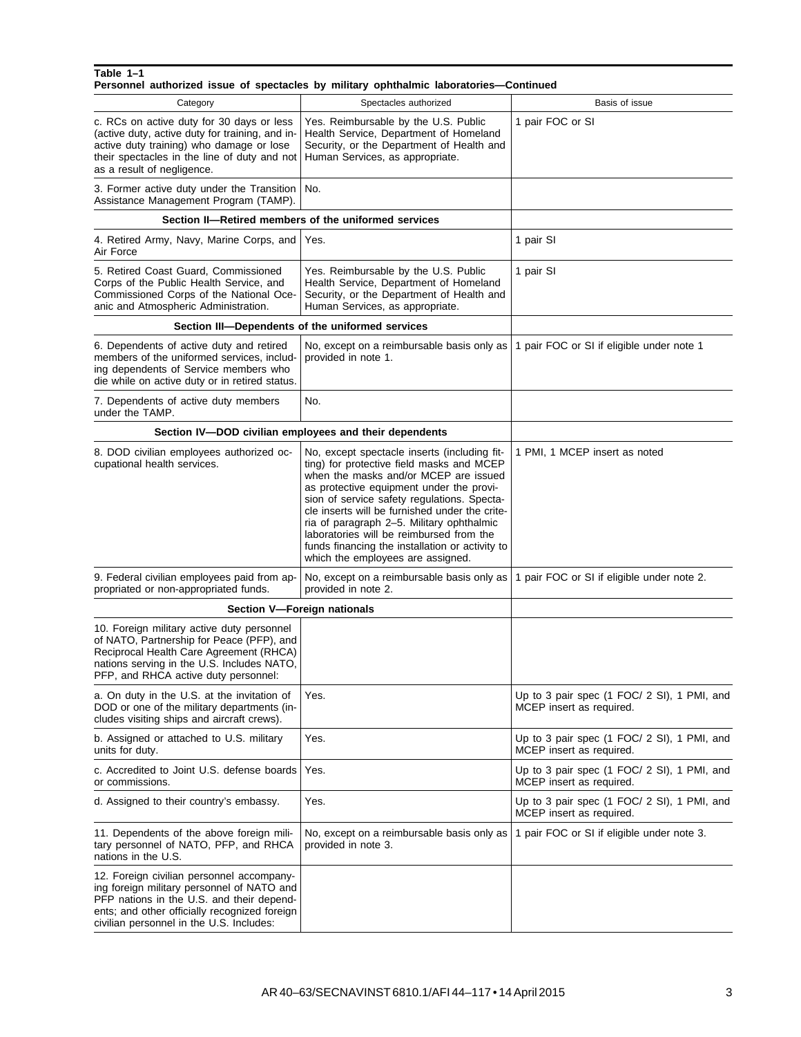**Table 1–1**
**Personnel authorized issue of spectacles by military ophthalmic laboratories—Continued**

| Category | Spectacles authorized | Basis of issue |
|---|---|---|
| c. RCs on active duty for 30 days or less (active duty, active duty for training, and inactive duty training) who damage or lose their spectacles in the line of duty and not as a result of negligence. | Yes. Reimbursable by the U.S. Public Health Service, Department of Homeland Security, or the Department of Health and Human Services, as appropriate. | 1 pair FOC or SI |
| 3. Former active duty under the Transition Assistance Management Program (TAMP). | No. | |
| **Section II—Retired members of the uniformed services** | | |
| 4. Retired Army, Navy, Marine Corps, and Air Force | Yes. | 1 pair SI |
| 5. Retired Coast Guard, Commissioned Corps of the Public Health Service, and Commissioned Corps of the National Oceanic and Atmospheric Administration. | Yes. Reimbursable by the U.S. Public Health Service, Department of Homeland Security, or the Department of Health and Human Services, as appropriate. | 1 pair SI |
| **Section III—Dependents of the uniformed services** | | |
| 6. Dependents of active duty and retired members of the uniformed services, including dependents of Service members who die while on active duty or in retired status. | No, except on a reimbursable basis only as provided in note 1. | 1 pair FOC or SI if eligible under note 1 |
| 7. Dependents of active duty members under the TAMP. | No. | |
| **Section IV—DOD civilian employees and their dependents** | | |
| 8. DOD civilian employees authorized occupational health services. | No, except spectacle inserts (including fitting) for protective field masks and MCEP when the masks and/or MCEP are issued as protective equipment under the provision of service safety regulations. Spectacle inserts will be furnished under the criteria of paragraph 2–5. Military ophthalmic laboratories will be reimbursed from the funds financing the installation or activity to which the employees are assigned. | 1 PMI, 1 MCEP insert as noted |
| 9. Federal civilian employees paid from appropriated or non-appropriated funds. | No, except on a reimbursable basis only as provided in note 2. | 1 pair FOC or SI if eligible under note 2. |
| **Section V—Foreign nationals** | | |
| 10. Foreign military active duty personnel of NATO, Partnership for Peace (PFP), and Reciprocal Health Care Agreement (RHCA) nations serving in the U.S. Includes NATO, PFP, and RHCA active duty personnel: | | |
| a. On duty in the U.S. at the invitation of DOD or one of the military departments (includes visiting ships and aircraft crews). | Yes. | Up to 3 pair spec (1 FOC/ 2 SI), 1 PMI, and MCEP insert as required. |
| b. Assigned or attached to U.S. military units for duty. | Yes. | Up to 3 pair spec (1 FOC/ 2 SI), 1 PMI, and MCEP insert as required. |
| c. Accredited to Joint U.S. defense boards or commissions. | Yes. | Up to 3 pair spec (1 FOC/ 2 SI), 1 PMI, and MCEP insert as required. |
| d. Assigned to their country's embassy. | Yes. | Up to 3 pair spec (1 FOC/ 2 SI), 1 PMI, and MCEP insert as required. |
| 11. Dependents of the above foreign military personnel of NATO, PFP, and RHCA nations in the U.S. | No, except on a reimbursable basis only as provided in note 3. | 1 pair FOC or SI if eligible under note 3. |
| 12. Foreign civilian personnel accompanying foreign military personnel of NATO and PFP nations in the U.S. and their dependents; and other officially recognized foreign civilian personnel in the U.S. Includes: | | |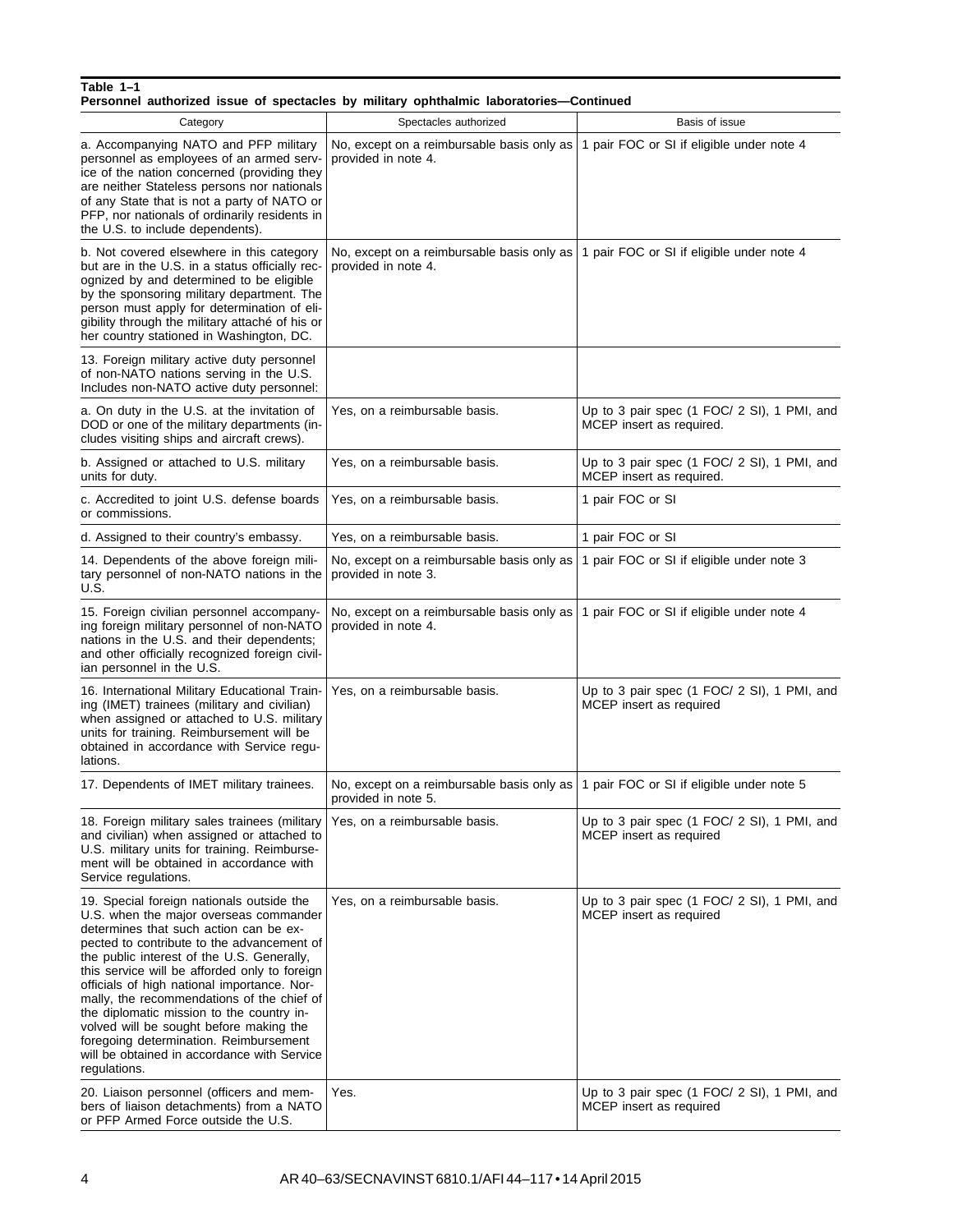**Table 1–1**
**Personnel authorized issue of spectacles by military ophthalmic laboratories—Continued**

| Category | Spectacles authorized | Basis of issue |
|---|---|---|
| a. Accompanying NATO and PFP military personnel as employees of an armed service of the nation concerned (providing they are neither Stateless persons nor nationals of any State that is not a party of NATO or PFP, nor nationals of ordinarily residents in the U.S. to include dependents). | No, except on a reimbursable basis only as provided in note 4. | 1 pair FOC or SI if eligible under note 4 |
| b. Not covered elsewhere in this category but are in the U.S. in a status officially recognized by and determined to be eligible by the sponsoring military department. The person must apply for determination of eligibility through the military attaché of his or her country stationed in Washington, DC. | No, except on a reimbursable basis only as provided in note 4. | 1 pair FOC or SI if eligible under note 4 |
| 13. Foreign military active duty personnel of non-NATO nations serving in the U.S. Includes non-NATO active duty personnel: | | |
| a. On duty in the U.S. at the invitation of DOD or one of the military departments (includes visiting ships and aircraft crews). | Yes, on a reimbursable basis. | Up to 3 pair spec (1 FOC/ 2 SI), 1 PMI, and MCEP insert as required. |
| b. Assigned or attached to U.S. military units for duty. | Yes, on a reimbursable basis. | Up to 3 pair spec (1 FOC/ 2 SI), 1 PMI, and MCEP insert as required. |
| c. Accredited to joint U.S. defense boards or commissions. | Yes, on a reimbursable basis. | 1 pair FOC or SI |
| d. Assigned to their country's embassy. | Yes, on a reimbursable basis. | 1 pair FOC or SI |
| 14. Dependents of the above foreign military personnel of non-NATO nations in the U.S. | No, except on a reimbursable basis only as provided in note 3. | 1 pair FOC or SI if eligible under note 3 |
| 15. Foreign civilian personnel accompanying foreign military personnel of non-NATO nations in the U.S. and their dependents; and other officially recognized foreign civilian personnel in the U.S. | No, except on a reimbursable basis only as provided in note 4. | 1 pair FOC or SI if eligible under note 4 |
| 16. International Military Educational Training (IMET) trainees (military and civilian) when assigned or attached to U.S. military units for training. Reimbursement will be obtained in accordance with Service regulations. | Yes, on a reimbursable basis. | Up to 3 pair spec (1 FOC/ 2 SI), 1 PMI, and MCEP insert as required |
| 17. Dependents of IMET military trainees. | No, except on a reimbursable basis only as provided in note 5. | 1 pair FOC or SI if eligible under note 5 |
| 18. Foreign military sales trainees (military and civilian) when assigned or attached to U.S. military units for training. Reimbursement will be obtained in accordance with Service regulations. | Yes, on a reimbursable basis. | Up to 3 pair spec (1 FOC/ 2 SI), 1 PMI, and MCEP insert as required |
| 19. Special foreign nationals outside the U.S. when the major overseas commander determines that such action can be expected to contribute to the advancement of the public interest of the U.S. Generally, this service will be afforded only to foreign officials of high national importance. Normally, the recommendations of the chief of the diplomatic mission to the country involved will be sought before making the foregoing determination. Reimbursement will be obtained in accordance with Service regulations. | Yes, on a reimbursable basis. | Up to 3 pair spec (1 FOC/ 2 SI), 1 PMI, and MCEP insert as required |
| 20. Liaison personnel (officers and members of liaison detachments) from a NATO or PFP Armed Force outside the U.S. | Yes. | Up to 3 pair spec (1 FOC/ 2 SI), 1 PMI, and MCEP insert as required |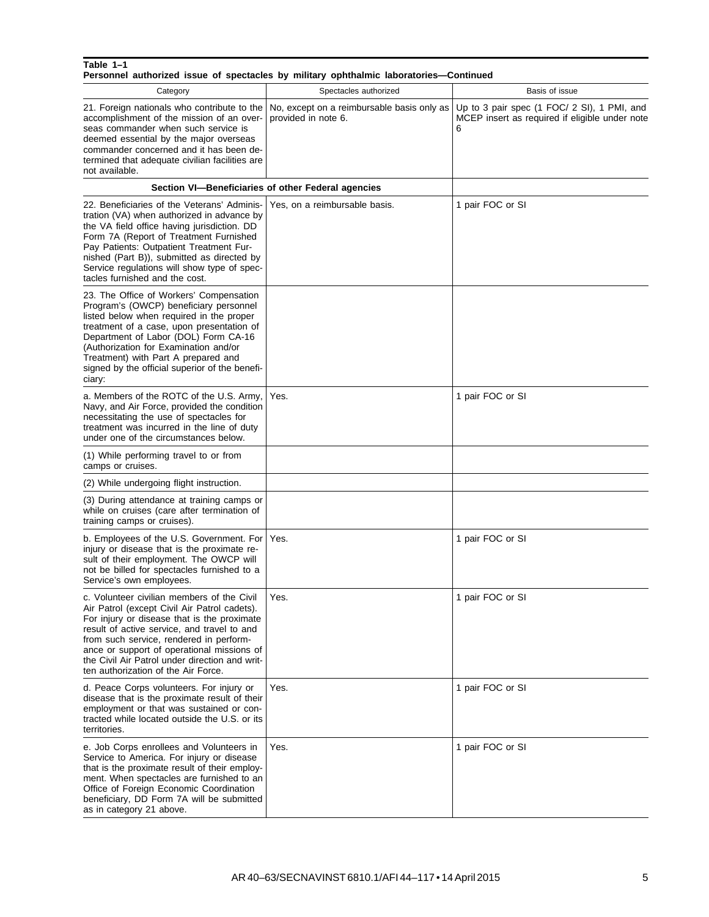**Table 1–1**
**Personnel authorized issue of spectacles by military ophthalmic laboratories—Continued**

| Category | Spectacles authorized | Basis of issue |
|---|---|---|
| 21. Foreign nationals who contribute to the accomplishment of the mission of an overseas commander when such service is deemed essential by the major overseas commander concerned and it has been determined that adequate civilian facilities are not available. | No, except on a reimbursable basis only as provided in note 6. | Up to 3 pair spec (1 FOC/ 2 SI), 1 PMI, and MCEP insert as required if eligible under note 6 |
| **Section VI—Beneficiaries of other Federal agencies** | | |
| 22. Beneficiaries of the Veterans' Administration (VA) when authorized in advance by the VA field office having jurisdiction. DD Form 7A (Report of Treatment Furnished Pay Patients: Outpatient Treatment Furnished (Part B)), submitted as directed by Service regulations will show type of spectacles furnished and the cost. | Yes, on a reimbursable basis. | 1 pair FOC or SI |
| 23. The Office of Workers' Compensation Program's (OWCP) beneficiary personnel listed below when required in the proper treatment of a case, upon presentation of Department of Labor (DOL) Form CA-16 (Authorization for Examination and/or Treatment) with Part A prepared and signed by the official superior of the beneficiary: | | |
| a. Members of the ROTC of the U.S. Army, Navy, and Air Force, provided the condition necessitating the use of spectacles for treatment was incurred in the line of duty under one of the circumstances below. | Yes. | 1 pair FOC or SI |
| (1) While performing travel to or from camps or cruises. | | |
| (2) While undergoing flight instruction. | | |
| (3) During attendance at training camps or while on cruises (care after termination of training camps or cruises). | | |
| b. Employees of the U.S. Government. For injury or disease that is the proximate result of their employment. The OWCP will not be billed for spectacles furnished to a Service's own employees. | Yes. | 1 pair FOC or SI |
| c. Volunteer civilian members of the Civil Air Patrol (except Civil Air Patrol cadets). For injury or disease that is the proximate result of active service, and travel to and from such service, rendered in performance or support of operational missions of the Civil Air Patrol under direction and written authorization of the Air Force. | Yes. | 1 pair FOC or SI |
| d. Peace Corps volunteers. For injury or disease that is the proximate result of their employment or that was sustained or contracted while located outside the U.S. or its territories. | Yes. | 1 pair FOC or SI |
| e. Job Corps enrollees and Volunteers in Service to America. For injury or disease that is the proximate result of their employment. When spectacles are furnished to an Office of Foreign Economic Coordination beneficiary, DD Form 7A will be submitted as in category 21 above. | Yes. | 1 pair FOC or SI |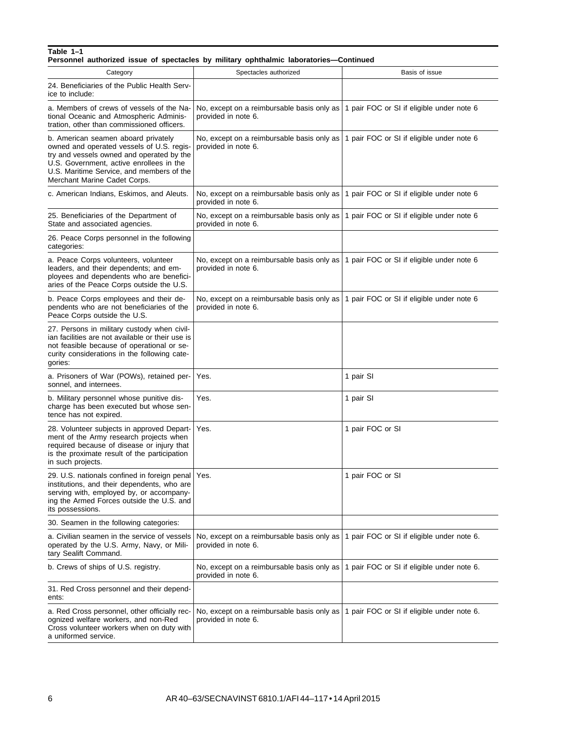**Table 1–1**
**Personnel authorized issue of spectacles by military ophthalmic laboratories—Continued**

| Category | Spectacles authorized | Basis of issue |
|---|---|---|
| 24. Beneficiaries of the Public Health Service to include: | | |
| a. Members of crews of vessels of the National Oceanic and Atmospheric Administration, other than commissioned officers. | No, except on a reimbursable basis only as provided in note 6. | 1 pair FOC or SI if eligible under note 6 |
| b. American seamen aboard privately owned and operated vessels of U.S. registry and vessels owned and operated by the U.S. Government, active enrollees in the U.S. Maritime Service, and members of the Merchant Marine Cadet Corps. | No, except on a reimbursable basis only as provided in note 6. | 1 pair FOC or SI if eligible under note 6 |
| c. American Indians, Eskimos, and Aleuts. | No, except on a reimbursable basis only as provided in note 6. | 1 pair FOC or SI if eligible under note 6 |
| 25. Beneficiaries of the Department of State and associated agencies. | No, except on a reimbursable basis only as provided in note 6. | 1 pair FOC or SI if eligible under note 6 |
| 26. Peace Corps personnel in the following categories: | | |
| a. Peace Corps volunteers, volunteer leaders, and their dependents; and employees and dependents who are beneficiaries of the Peace Corps outside the U.S. | No, except on a reimbursable basis only as provided in note 6. | 1 pair FOC or SI if eligible under note 6 |
| b. Peace Corps employees and their dependents who are not beneficiaries of the Peace Corps outside the U.S. | No, except on a reimbursable basis only as provided in note 6. | 1 pair FOC or SI if eligible under note 6 |
| 27. Persons in military custody when civilian facilities are not available or their use is not feasible because of operational or security considerations in the following categories: | | |
| a. Prisoners of War (POWs), retained personnel, and internees. | Yes. | 1 pair SI |
| b. Military personnel whose punitive discharge has been executed but whose sentence has not expired. | Yes. | 1 pair SI |
| 28. Volunteer subjects in approved Department of the Army research projects when required because of disease or injury that is the proximate result of the participation in such projects. | Yes. | 1 pair FOC or SI |
| 29. U.S. nationals confined in foreign penal institutions, and their dependents, who are serving with, employed by, or accompanying the Armed Forces outside the U.S. and its possessions. | Yes. | 1 pair FOC or SI |
| 30. Seamen in the following categories: | | |
| a. Civilian seamen in the service of vessels operated by the U.S. Army, Navy, or Military Sealift Command. | No, except on a reimbursable basis only as provided in note 6. | 1 pair FOC or SI if eligible under note 6. |
| b. Crews of ships of U.S. registry. | No, except on a reimbursable basis only as provided in note 6. | 1 pair FOC or SI if eligible under note 6. |
| 31. Red Cross personnel and their dependents: | | |
| a. Red Cross personnel, other officially recognized welfare workers, and non-Red Cross volunteer workers when on duty with a uniformed service. | No, except on a reimbursable basis only as provided in note 6. | 1 pair FOC or SI if eligible under note 6. |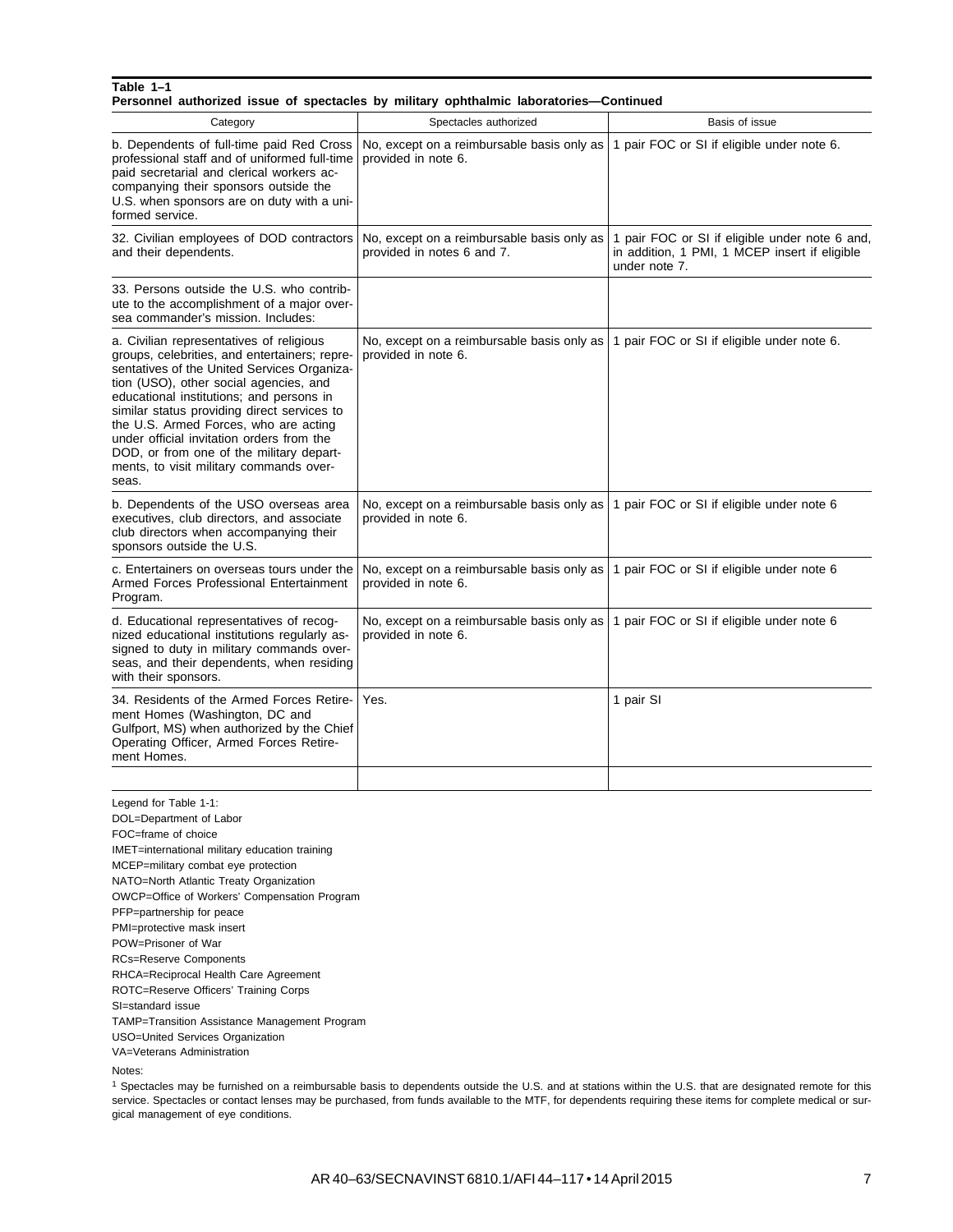**Table 1–1**
**Personnel authorized issue of spectacles by military ophthalmic laboratories—Continued**

| Category | Spectacles authorized | Basis of issue |
|---|---|---|
| b. Dependents of full-time paid Red Cross professional staff and of uniformed full-time paid secretarial and clerical workers accompanying their sponsors outside the U.S. when sponsors are on duty with a uniformed service. | No, except on a reimbursable basis only as provided in note 6. | 1 pair FOC or SI if eligible under note 6. |
| 32. Civilian employees of DOD contractors and their dependents. | No, except on a reimbursable basis only as provided in notes 6 and 7. | 1 pair FOC or SI if eligible under note 6 and, in addition, 1 PMI, 1 MCEP insert if eligible under note 7. |
| 33. Persons outside the U.S. who contribute to the accomplishment of a major oversea commander's mission. Includes: | | |
| a. Civilian representatives of religious groups, celebrities, and entertainers; representatives of the United Services Organization (USO), other social agencies, and educational institutions; and persons in similar status providing direct services to the U.S. Armed Forces, who are acting under official invitation orders from the DOD, or from one of the military departments, to visit military commands overseas. | No, except on a reimbursable basis only as provided in note 6. | 1 pair FOC or SI if eligible under note 6. |
| b. Dependents of the USO overseas area executives, club directors, and associate club directors when accompanying their sponsors outside the U.S. | No, except on a reimbursable basis only as provided in note 6. | 1 pair FOC or SI if eligible under note 6 |
| c. Entertainers on overseas tours under the Armed Forces Professional Entertainment Program. | No, except on a reimbursable basis only as provided in note 6. | 1 pair FOC or SI if eligible under note 6 |
| d. Educational representatives of recognized educational institutions regularly assigned to duty in military commands overseas, and their dependents, when residing with their sponsors. | No, except on a reimbursable basis only as provided in note 6. | 1 pair FOC or SI if eligible under note 6 |
| 34. Residents of the Armed Forces Retirement Homes (Washington, DC and Gulfport, MS) when authorized by the Chief Operating Officer, Armed Forces Retirement Homes. | Yes. | 1 pair SI |
| | | |

Legend for Table 1-1:
DOL=Department of Labor
FOC=frame of choice
IMET=international military education training
MCEP=military combat eye protection
NATO=North Atlantic Treaty Organization
OWCP=Office of Workers' Compensation Program
PFP=partnership for peace
PMI=protective mask insert
POW=Prisoner of War
RCs=Reserve Components
RHCA=Reciprocal Health Care Agreement
ROTC=Reserve Officers' Training Corps
SI=standard issue
TAMP=Transition Assistance Management Program
USO=United Services Organization
VA=Veterans Administration

Notes:
[1] Spectacles may be furnished on a reimbursable basis to dependents outside the U.S. and at stations within the U.S. that are designated remote for this service. Spectacles or contact lenses may be purchased, from funds available to the MTF, for dependents requiring these items for complete medical or surgical management of eye conditions.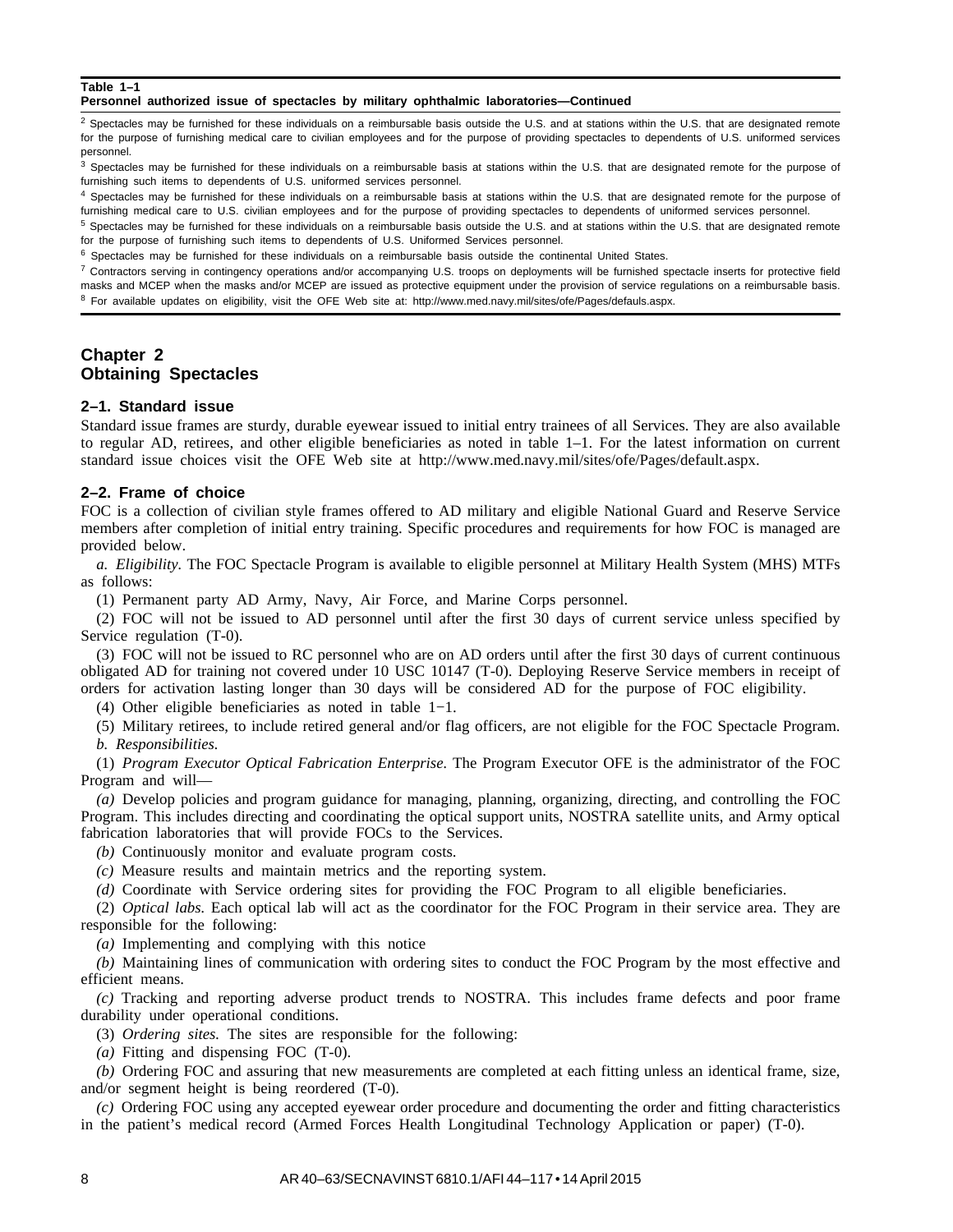**Table 1–1**
**Personnel authorized issue of spectacles by military ophthalmic laboratories—Continued**

[2] Spectacles may be furnished for these individuals on a reimbursable basis outside the U.S. and at stations within the U.S. that are designated remote for the purpose of furnishing medical care to civilian employees and for the purpose of providing spectacles to dependents of U.S. uniformed services personnel.

[3] Spectacles may be furnished for these individuals on a reimbursable basis at stations within the U.S. that are designated remote for the purpose of furnishing such items to dependents of U.S. uniformed services personnel.

[4] Spectacles may be furnished for these individuals on a reimbursable basis at stations within the U.S. that are designated remote for the purpose of furnishing medical care to U.S. civilian employees and for the purpose of providing spectacles to dependents of uniformed services personnel.

[5] Spectacles may be furnished for these individuals on a reimbursable basis outside the U.S. and at stations within the U.S. that are designated remote for the purpose of furnishing such items to dependents of U.S. Uniformed Services personnel.

[6] Spectacles may be furnished for these individuals on a reimbursable basis outside the continental United States.

[7] Contractors serving in contingency operations and/or accompanying U.S. troops on deployments will be furnished spectacle inserts for protective field masks and MCEP when the masks and/or MCEP are issued as protective equipment under the provision of service regulations on a reimbursable basis.

[8] For available updates on eligibility, visit the OFE Web site at: http://www.med.navy.mil/sites/ofe/Pages/defauls.aspx.

# Chapter 2
# Obtaining Spectacles

## 2–1. Standard issue

Standard issue frames are sturdy, durable eyewear issued to initial entry trainees of all Services. They are also available to regular AD, retirees, and other eligible beneficiaries as noted in table 1–1. For the latest information on current standard issue choices visit the OFE Web site at http://www.med.navy.mil/sites/ofe/Pages/default.aspx.

## 2–2. Frame of choice

FOC is a collection of civilian style frames offered to AD military and eligible National Guard and Reserve Service members after completion of initial entry training. Specific procedures and requirements for how FOC is managed are provided below.

*a. Eligibility.* The FOC Spectacle Program is available to eligible personnel at Military Health System (MHS) MTFs as follows:

(1) Permanent party AD Army, Navy, Air Force, and Marine Corps personnel.

(2) FOC will not be issued to AD personnel until after the first 30 days of current service unless specified by Service regulation (T-0).

(3) FOC will not be issued to RC personnel who are on AD orders until after the first 30 days of current continuous obligated AD for training not covered under 10 USC 10147 (T-0). Deploying Reserve Service members in receipt of orders for activation lasting longer than 30 days will be considered AD for the purpose of FOC eligibility.

(4) Other eligible beneficiaries as noted in table 1−1.

(5) Military retirees, to include retired general and/or flag officers, are not eligible for the FOC Spectacle Program.

*b. Responsibilities.*

(1) *Program Executor Optical Fabrication Enterprise.* The Program Executor OFE is the administrator of the FOC Program and will—

*(a)* Develop policies and program guidance for managing, planning, organizing, directing, and controlling the FOC Program. This includes directing and coordinating the optical support units, NOSTRA satellite units, and Army optical fabrication laboratories that will provide FOCs to the Services.

*(b)* Continuously monitor and evaluate program costs.

*(c)* Measure results and maintain metrics and the reporting system.

*(d)* Coordinate with Service ordering sites for providing the FOC Program to all eligible beneficiaries.

(2) *Optical labs.* Each optical lab will act as the coordinator for the FOC Program in their service area. They are responsible for the following:

*(a)* Implementing and complying with this notice

*(b)* Maintaining lines of communication with ordering sites to conduct the FOC Program by the most effective and efficient means.

*(c)* Tracking and reporting adverse product trends to NOSTRA. This includes frame defects and poor frame durability under operational conditions.

(3) *Ordering sites.* The sites are responsible for the following:

*(a)* Fitting and dispensing FOC (T-0).

*(b)* Ordering FOC and assuring that new measurements are completed at each fitting unless an identical frame, size, and/or segment height is being reordered (T-0).

*(c)* Ordering FOC using any accepted eyewear order procedure and documenting the order and fitting characteristics in the patient's medical record (Armed Forces Health Longitudinal Technology Application or paper) (T-0).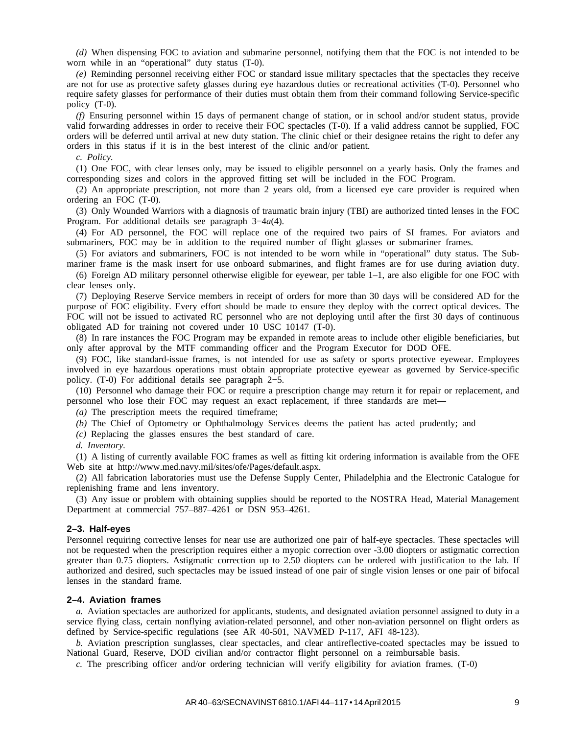*(d)* When dispensing FOC to aviation and submarine personnel, notifying them that the FOC is not intended to be worn while in an "operational" duty status (T-0).

*(e)* Reminding personnel receiving either FOC or standard issue military spectacles that the spectacles they receive are not for use as protective safety glasses during eye hazardous duties or recreational activities (T-0). Personnel who require safety glasses for performance of their duties must obtain them from their command following Service-specific policy (T-0).

*(f)* Ensuring personnel within 15 days of permanent change of station, or in school and/or student status, provide valid forwarding addresses in order to receive their FOC spectacles (T-0). If a valid address cannot be supplied, FOC orders will be deferred until arrival at new duty station. The clinic chief or their designee retains the right to defer any orders in this status if it is in the best interest of the clinic and/or patient.

*c. Policy.*

(1) One FOC, with clear lenses only, may be issued to eligible personnel on a yearly basis. Only the frames and corresponding sizes and colors in the approved fitting set will be included in the FOC Program.

(2) An appropriate prescription, not more than 2 years old, from a licensed eye care provider is required when ordering an FOC (T-0).

(3) Only Wounded Warriors with a diagnosis of traumatic brain injury (TBI) are authorized tinted lenses in the FOC Program. For additional details see paragraph 3−4*a*(4).

(4) For AD personnel, the FOC will replace one of the required two pairs of SI frames. For aviators and submariners, FOC may be in addition to the required number of flight glasses or submariner frames.

(5) For aviators and submariners, FOC is not intended to be worn while in "operational" duty status. The Submariner frame is the mask insert for use onboard submarines, and flight frames are for use during aviation duty.

(6) Foreign AD military personnel otherwise eligible for eyewear, per table 1–1, are also eligible for one FOC with clear lenses only.

(7) Deploying Reserve Service members in receipt of orders for more than 30 days will be considered AD for the purpose of FOC eligibility. Every effort should be made to ensure they deploy with the correct optical devices. The FOC will not be issued to activated RC personnel who are not deploying until after the first 30 days of continuous obligated AD for training not covered under 10 USC 10147 (T-0).

(8) In rare instances the FOC Program may be expanded in remote areas to include other eligible beneficiaries, but only after approval by the MTF commanding officer and the Program Executor for DOD OFE.

(9) FOC, like standard-issue frames, is not intended for use as safety or sports protective eyewear. Employees involved in eye hazardous operations must obtain appropriate protective eyewear as governed by Service-specific policy. (T-0) For additional details see paragraph 2−5.

(10) Personnel who damage their FOC or require a prescription change may return it for repair or replacement, and personnel who lose their FOC may request an exact replacement, if three standards are met—

*(a)* The prescription meets the required timeframe;

*(b)* The Chief of Optometry or Ophthalmology Services deems the patient has acted prudently; and

*(c)* Replacing the glasses ensures the best standard of care.

*d. Inventory.*

(1) A listing of currently available FOC frames as well as fitting kit ordering information is available from the OFE Web site at http://www.med.navy.mil/sites/ofe/Pages/default.aspx.

(2) All fabrication laboratories must use the Defense Supply Center, Philadelphia and the Electronic Catalogue for replenishing frame and lens inventory.

(3) Any issue or problem with obtaining supplies should be reported to the NOSTRA Head, Material Management Department at commercial 757–887–4261 or DSN 953–4261.

### 2–3. Half-eyes

Personnel requiring corrective lenses for near use are authorized one pair of half-eye spectacles. These spectacles will not be requested when the prescription requires either a myopic correction over -3.00 diopters or astigmatic correction greater than 0.75 diopters. Astigmatic correction up to 2.50 diopters can be ordered with justification to the lab. If authorized and desired, such spectacles may be issued instead of one pair of single vision lenses or one pair of bifocal lenses in the standard frame.

### 2–4. Aviation frames

*a.* Aviation spectacles are authorized for applicants, students, and designated aviation personnel assigned to duty in a service flying class, certain nonflying aviation-related personnel, and other non-aviation personnel on flight orders as defined by Service-specific regulations (see AR 40-501, NAVMED P-117, AFI 48-123).

*b.* Aviation prescription sunglasses, clear spectacles, and clear antireflective-coated spectacles may be issued to National Guard, Reserve, DOD civilian and/or contractor flight personnel on a reimbursable basis.

*c.* The prescribing officer and/or ordering technician will verify eligibility for aviation frames. (T-0)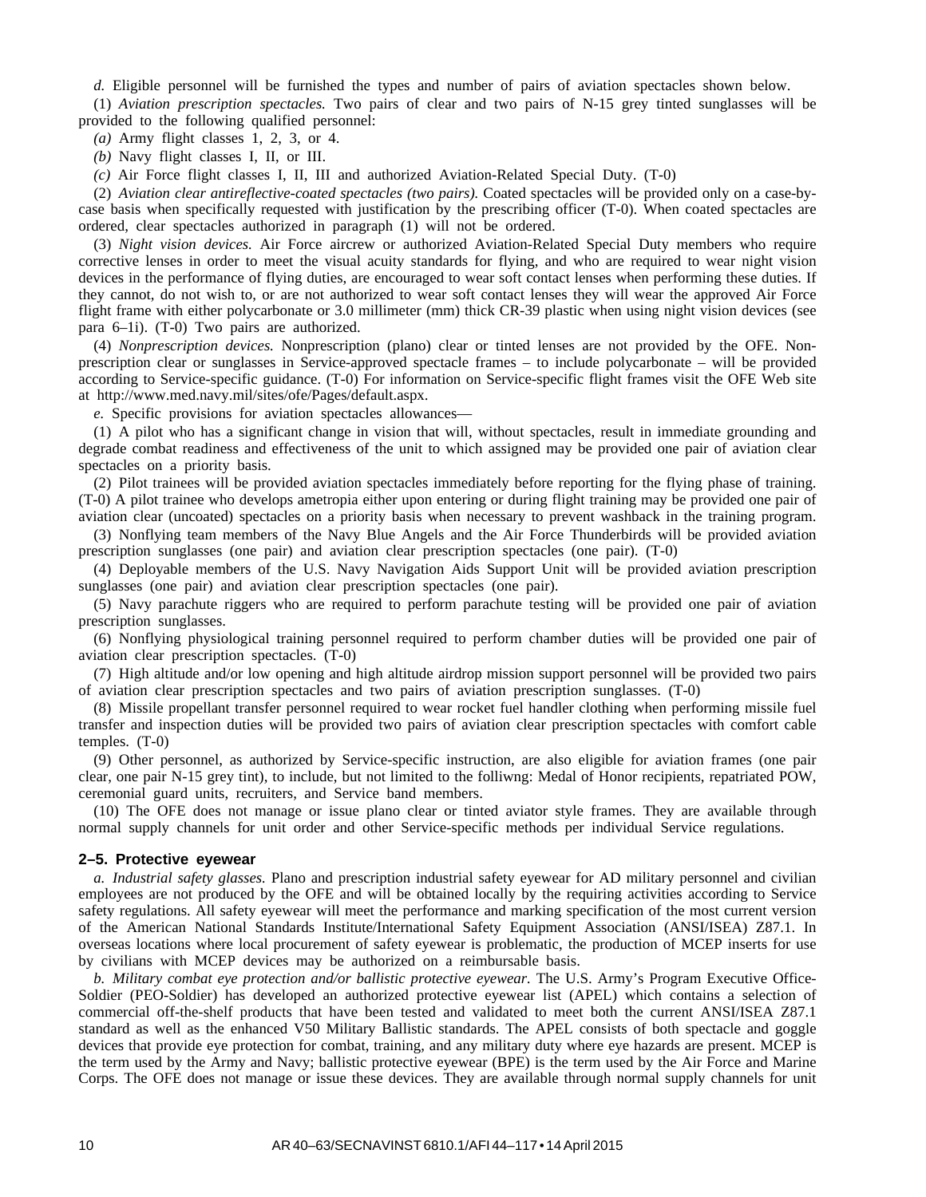*d.* Eligible personnel will be furnished the types and number of pairs of aviation spectacles shown below.

(1) *Aviation prescription spectacles.* Two pairs of clear and two pairs of N-15 grey tinted sunglasses will be provided to the following qualified personnel:

*(a)* Army flight classes 1, 2, 3, or 4.

*(b)* Navy flight classes I, II, or III.

*(c)* Air Force flight classes I, II, III and authorized Aviation-Related Special Duty. (T-0)

(2) *Aviation clear antireflective-coated spectacles (two pairs).* Coated spectacles will be provided only on a case-by-case basis when specifically requested with justification by the prescribing officer (T-0). When coated spectacles are ordered, clear spectacles authorized in paragraph (1) will not be ordered.

(3) *Night vision devices.* Air Force aircrew or authorized Aviation-Related Special Duty members who require corrective lenses in order to meet the visual acuity standards for flying, and who are required to wear night vision devices in the performance of flying duties, are encouraged to wear soft contact lenses when performing these duties. If they cannot, do not wish to, or are not authorized to wear soft contact lenses they will wear the approved Air Force flight frame with either polycarbonate or 3.0 millimeter (mm) thick CR-39 plastic when using night vision devices (see para 6–1i). (T-0) Two pairs are authorized.

(4) *Nonprescription devices.* Nonprescription (plano) clear or tinted lenses are not provided by the OFE. Non-prescription clear or sunglasses in Service-approved spectacle frames – to include polycarbonate – will be provided according to Service-specific guidance. (T-0) For information on Service-specific flight frames visit the OFE Web site at http://www.med.navy.mil/sites/ofe/Pages/default.aspx.

*e.* Specific provisions for aviation spectacles allowances—

(1) A pilot who has a significant change in vision that will, without spectacles, result in immediate grounding and degrade combat readiness and effectiveness of the unit to which assigned may be provided one pair of aviation clear spectacles on a priority basis.

(2) Pilot trainees will be provided aviation spectacles immediately before reporting for the flying phase of training. (T-0) A pilot trainee who develops ametropia either upon entering or during flight training may be provided one pair of aviation clear (uncoated) spectacles on a priority basis when necessary to prevent washback in the training program.

(3) Nonflying team members of the Navy Blue Angels and the Air Force Thunderbirds will be provided aviation prescription sunglasses (one pair) and aviation clear prescription spectacles (one pair). (T-0)

(4) Deployable members of the U.S. Navy Navigation Aids Support Unit will be provided aviation prescription sunglasses (one pair) and aviation clear prescription spectacles (one pair).

(5) Navy parachute riggers who are required to perform parachute testing will be provided one pair of aviation prescription sunglasses.

(6) Nonflying physiological training personnel required to perform chamber duties will be provided one pair of aviation clear prescription spectacles. (T-0)

(7) High altitude and/or low opening and high altitude airdrop mission support personnel will be provided two pairs of aviation clear prescription spectacles and two pairs of aviation prescription sunglasses. (T-0)

(8) Missile propellant transfer personnel required to wear rocket fuel handler clothing when performing missile fuel transfer and inspection duties will be provided two pairs of aviation clear prescription spectacles with comfort cable temples. (T-0)

(9) Other personnel, as authorized by Service-specific instruction, are also eligible for aviation frames (one pair clear, one pair N-15 grey tint), to include, but not limited to the folliwng: Medal of Honor recipients, repatriated POW, ceremonial guard units, recruiters, and Service band members.

(10) The OFE does not manage or issue plano clear or tinted aviator style frames. They are available through normal supply channels for unit order and other Service-specific methods per individual Service regulations.

### 2–5. Protective eyewear

*a. Industrial safety glasses.* Plano and prescription industrial safety eyewear for AD military personnel and civilian employees are not produced by the OFE and will be obtained locally by the requiring activities according to Service safety regulations. All safety eyewear will meet the performance and marking specification of the most current version of the American National Standards Institute/International Safety Equipment Association (ANSI/ISEA) Z87.1. In overseas locations where local procurement of safety eyewear is problematic, the production of MCEP inserts for use by civilians with MCEP devices may be authorized on a reimbursable basis.

*b. Military combat eye protection and/or ballistic protective eyewear.* The U.S. Army's Program Executive Office-Soldier (PEO-Soldier) has developed an authorized protective eyewear list (APEL) which contains a selection of commercial off-the-shelf products that have been tested and validated to meet both the current ANSI/ISEA Z87.1 standard as well as the enhanced V50 Military Ballistic standards. The APEL consists of both spectacle and goggle devices that provide eye protection for combat, training, and any military duty where eye hazards are present. MCEP is the term used by the Army and Navy; ballistic protective eyewear (BPE) is the term used by the Air Force and Marine Corps. The OFE does not manage or issue these devices. They are available through normal supply channels for unit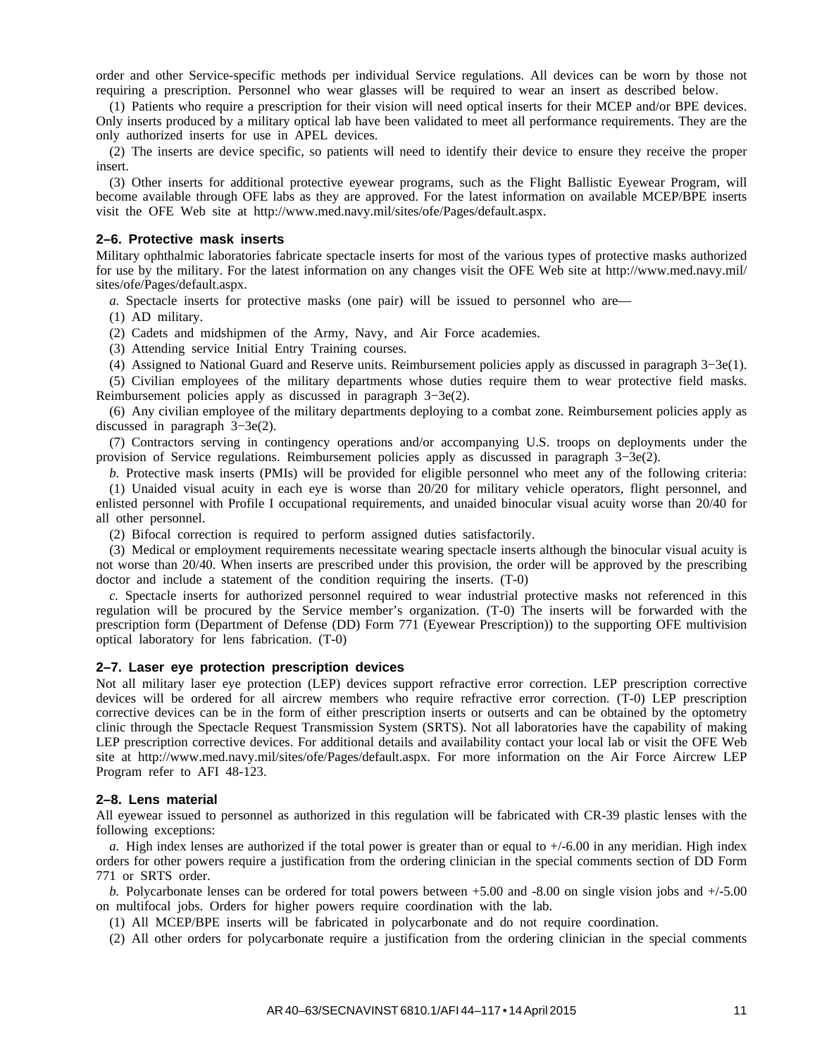order and other Service-specific methods per individual Service regulations. All devices can be worn by those not requiring a prescription. Personnel who wear glasses will be required to wear an insert as described below.

(1) Patients who require a prescription for their vision will need optical inserts for their MCEP and/or BPE devices. Only inserts produced by a military optical lab have been validated to meet all performance requirements. They are the only authorized inserts for use in APEL devices.

(2) The inserts are device specific, so patients will need to identify their device to ensure they receive the proper insert.

(3) Other inserts for additional protective eyewear programs, such as the Flight Ballistic Eyewear Program, will become available through OFE labs as they are approved. For the latest information on available MCEP/BPE inserts visit the OFE Web site at http://www.med.navy.mil/sites/ofe/Pages/default.aspx.

## 2–6. Protective mask inserts

Military ophthalmic laboratories fabricate spectacle inserts for most of the various types of protective masks authorized for use by the military. For the latest information on any changes visit the OFE Web site at http://www.med.navy.mil/sites/ofe/Pages/default.aspx.

*a.* Spectacle inserts for protective masks (one pair) will be issued to personnel who are—

(1) AD military.

(2) Cadets and midshipmen of the Army, Navy, and Air Force academies.

(3) Attending service Initial Entry Training courses.

(4) Assigned to National Guard and Reserve units. Reimbursement policies apply as discussed in paragraph 3−3e(1).

(5) Civilian employees of the military departments whose duties require them to wear protective field masks. Reimbursement policies apply as discussed in paragraph 3−3e(2).

(6) Any civilian employee of the military departments deploying to a combat zone. Reimbursement policies apply as discussed in paragraph 3−3e(2).

(7) Contractors serving in contingency operations and/or accompanying U.S. troops on deployments under the provision of Service regulations. Reimbursement policies apply as discussed in paragraph 3−3e(2).

*b.* Protective mask inserts (PMIs) will be provided for eligible personnel who meet any of the following criteria:

(1) Unaided visual acuity in each eye is worse than 20/20 for military vehicle operators, flight personnel, and enlisted personnel with Profile I occupational requirements, and unaided binocular visual acuity worse than 20/40 for all other personnel.

(2) Bifocal correction is required to perform assigned duties satisfactorily.

(3) Medical or employment requirements necessitate wearing spectacle inserts although the binocular visual acuity is not worse than 20/40. When inserts are prescribed under this provision, the order will be approved by the prescribing doctor and include a statement of the condition requiring the inserts. (T-0)

*c.* Spectacle inserts for authorized personnel required to wear industrial protective masks not referenced in this regulation will be procured by the Service member's organization. (T-0) The inserts will be forwarded with the prescription form (Department of Defense (DD) Form 771 (Eyewear Prescription)) to the supporting OFE multivision optical laboratory for lens fabrication. (T-0)

## 2–7. Laser eye protection prescription devices

Not all military laser eye protection (LEP) devices support refractive error correction. LEP prescription corrective devices will be ordered for all aircrew members who require refractive error correction. (T-0) LEP prescription corrective devices can be in the form of either prescription inserts or outserts and can be obtained by the optometry clinic through the Spectacle Request Transmission System (SRTS). Not all laboratories have the capability of making LEP prescription corrective devices. For additional details and availability contact your local lab or visit the OFE Web site at http://www.med.navy.mil/sites/ofe/Pages/default.aspx. For more information on the Air Force Aircrew LEP Program refer to AFI 48-123.

## 2–8. Lens material

All eyewear issued to personnel as authorized in this regulation will be fabricated with CR-39 plastic lenses with the following exceptions:

*a.* High index lenses are authorized if the total power is greater than or equal to +/-6.00 in any meridian. High index orders for other powers require a justification from the ordering clinician in the special comments section of DD Form 771 or SRTS order.

*b.* Polycarbonate lenses can be ordered for total powers between +5.00 and -8.00 on single vision jobs and +/-5.00 on multifocal jobs. Orders for higher powers require coordination with the lab.

(1) All MCEP/BPE inserts will be fabricated in polycarbonate and do not require coordination.

(2) All other orders for polycarbonate require a justification from the ordering clinician in the special comments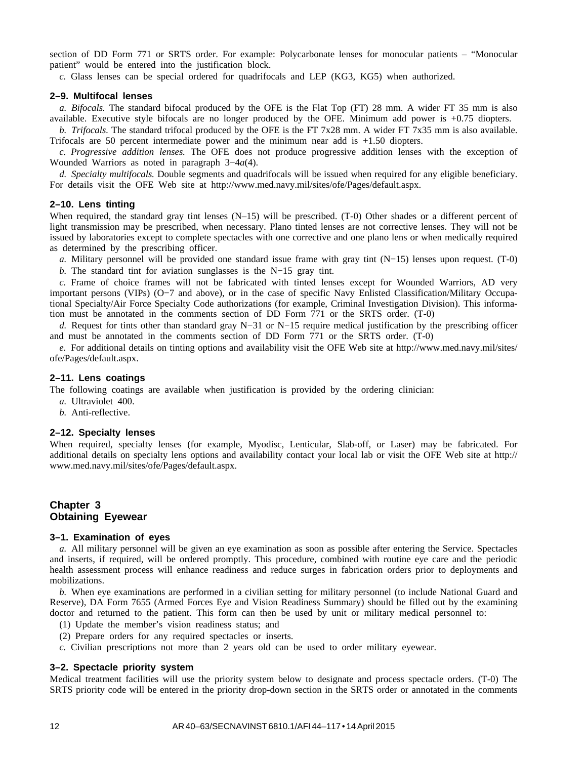section of DD Form 771 or SRTS order. For example: Polycarbonate lenses for monocular patients – "Monocular patient" would be entered into the justification block.

*c.* Glass lenses can be special ordered for quadrifocals and LEP (KG3, KG5) when authorized.

### 2–9. Multifocal lenses

*a. Bifocals.* The standard bifocal produced by the OFE is the Flat Top (FT) 28 mm. A wider FT 35 mm is also available. Executive style bifocals are no longer produced by the OFE. Minimum add power is +0.75 diopters.

*b. Trifocals.* The standard trifocal produced by the OFE is the FT 7x28 mm. A wider FT 7x35 mm is also available. Trifocals are 50 percent intermediate power and the minimum near add is +1.50 diopters.

*c. Progressive addition lenses.* The OFE does not produce progressive addition lenses with the exception of Wounded Warriors as noted in paragraph 3−4*a*(4).

*d. Specialty multifocals.* Double segments and quadrifocals will be issued when required for any eligible beneficiary. For details visit the OFE Web site at http://www.med.navy.mil/sites/ofe/Pages/default.aspx.

### 2–10. Lens tinting

When required, the standard gray tint lenses (N–15) will be prescribed. (T-0) Other shades or a different percent of light transmission may be prescribed, when necessary. Plano tinted lenses are not corrective lenses. They will not be issued by laboratories except to complete spectacles with one corrective and one plano lens or when medically required as determined by the prescribing officer.

*a.* Military personnel will be provided one standard issue frame with gray tint (N−15) lenses upon request. (T-0)

*b.* The standard tint for aviation sunglasses is the N−15 gray tint.

*c.* Frame of choice frames will not be fabricated with tinted lenses except for Wounded Warriors, AD very important persons (VIPs) (O−7 and above), or in the case of specific Navy Enlisted Classification/Military Occupational Specialty/Air Force Specialty Code authorizations (for example, Criminal Investigation Division). This information must be annotated in the comments section of DD Form 771 or the SRTS order. (T-0)

*d.* Request for tints other than standard gray N−31 or N−15 require medical justification by the prescribing officer and must be annotated in the comments section of DD Form 771 or the SRTS order. (T-0)

*e.* For additional details on tinting options and availability visit the OFE Web site at http://www.med.navy.mil/sites/ofe/Pages/default.aspx.

### 2–11. Lens coatings

The following coatings are available when justification is provided by the ordering clinician:

*a.* Ultraviolet 400.

*b.* Anti-reflective.

### 2–12. Specialty lenses

When required, specialty lenses (for example, Myodisc, Lenticular, Slab-off, or Laser) may be fabricated. For additional details on specialty lens options and availability contact your local lab or visit the OFE Web site at http://www.med.navy.mil/sites/ofe/Pages/default.aspx.

## Chapter 3
## Obtaining Eyewear

### 3–1. Examination of eyes

*a.* All military personnel will be given an eye examination as soon as possible after entering the Service. Spectacles and inserts, if required, will be ordered promptly. This procedure, combined with routine eye care and the periodic health assessment process will enhance readiness and reduce surges in fabrication orders prior to deployments and mobilizations.

*b.* When eye examinations are performed in a civilian setting for military personnel (to include National Guard and Reserve), DA Form 7655 (Armed Forces Eye and Vision Readiness Summary) should be filled out by the examining doctor and returned to the patient. This form can then be used by unit or military medical personnel to:

(1) Update the member's vision readiness status; and

(2) Prepare orders for any required spectacles or inserts.

*c.* Civilian prescriptions not more than 2 years old can be used to order military eyewear.

### 3–2. Spectacle priority system

Medical treatment facilities will use the priority system below to designate and process spectacle orders. (T-0) The SRTS priority code will be entered in the priority drop-down section in the SRTS order or annotated in the comments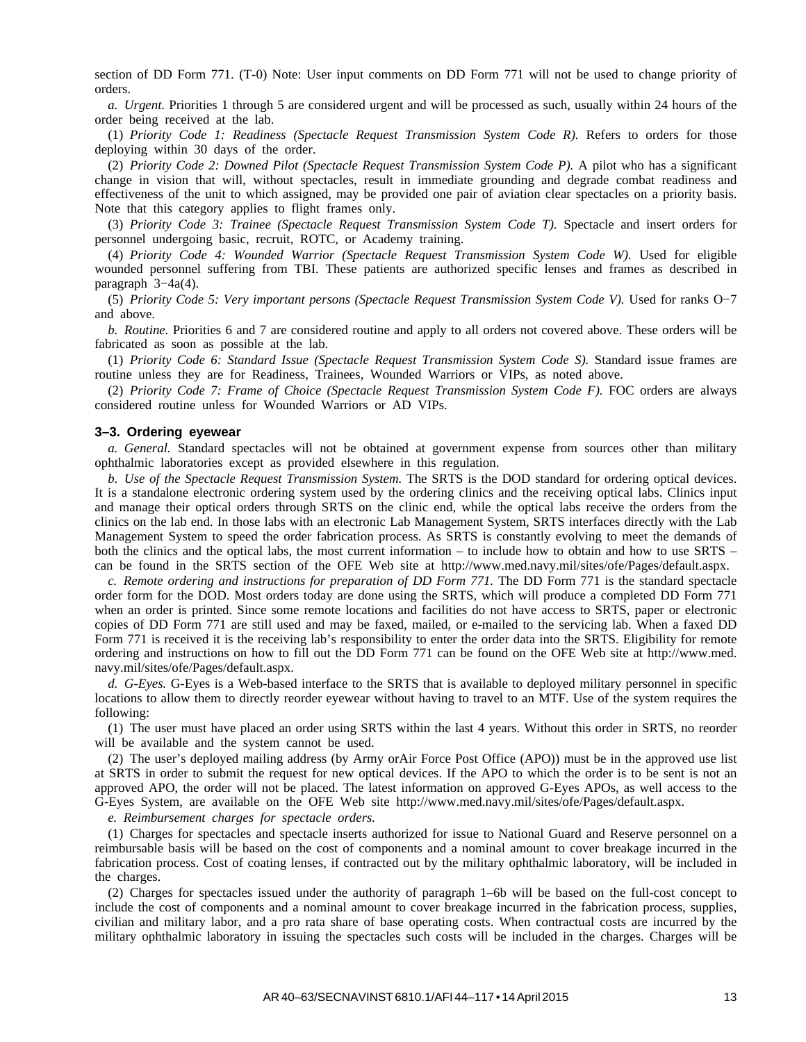section of DD Form 771. (T-0) Note: User input comments on DD Form 771 will not be used to change priority of orders.

*a. Urgent.* Priorities 1 through 5 are considered urgent and will be processed as such, usually within 24 hours of the order being received at the lab.

(1) *Priority Code 1: Readiness (Spectacle Request Transmission System Code R).* Refers to orders for those deploying within 30 days of the order.

(2) *Priority Code 2: Downed Pilot (Spectacle Request Transmission System Code P).* A pilot who has a significant change in vision that will, without spectacles, result in immediate grounding and degrade combat readiness and effectiveness of the unit to which assigned, may be provided one pair of aviation clear spectacles on a priority basis. Note that this category applies to flight frames only.

(3) *Priority Code 3: Trainee (Spectacle Request Transmission System Code T).* Spectacle and insert orders for personnel undergoing basic, recruit, ROTC, or Academy training.

(4) *Priority Code 4: Wounded Warrior (Spectacle Request Transmission System Code W).* Used for eligible wounded personnel suffering from TBI. These patients are authorized specific lenses and frames as described in paragraph 3−4a(4).

(5) *Priority Code 5: Very important persons (Spectacle Request Transmission System Code V).* Used for ranks O−7 and above.

*b. Routine.* Priorities 6 and 7 are considered routine and apply to all orders not covered above. These orders will be fabricated as soon as possible at the lab.

(1) *Priority Code 6: Standard Issue (Spectacle Request Transmission System Code S).* Standard issue frames are routine unless they are for Readiness, Trainees, Wounded Warriors or VIPs, as noted above.

(2) *Priority Code 7: Frame of Choice (Spectacle Request Transmission System Code F).* FOC orders are always considered routine unless for Wounded Warriors or AD VIPs.

### 3–3. Ordering eyewear

*a. General.* Standard spectacles will not be obtained at government expense from sources other than military ophthalmic laboratories except as provided elsewhere in this regulation.

*b. Use of the Spectacle Request Transmission System.* The SRTS is the DOD standard for ordering optical devices. It is a standalone electronic ordering system used by the ordering clinics and the receiving optical labs. Clinics input and manage their optical orders through SRTS on the clinic end, while the optical labs receive the orders from the clinics on the lab end. In those labs with an electronic Lab Management System, SRTS interfaces directly with the Lab Management System to speed the order fabrication process. As SRTS is constantly evolving to meet the demands of both the clinics and the optical labs, the most current information – to include how to obtain and how to use SRTS – can be found in the SRTS section of the OFE Web site at http://www.med.navy.mil/sites/ofe/Pages/default.aspx.

*c. Remote ordering and instructions for preparation of DD Form 771.* The DD Form 771 is the standard spectacle order form for the DOD. Most orders today are done using the SRTS, which will produce a completed DD Form 771 when an order is printed. Since some remote locations and facilities do not have access to SRTS, paper or electronic copies of DD Form 771 are still used and may be faxed, mailed, or e-mailed to the servicing lab. When a faxed DD Form 771 is received it is the receiving lab's responsibility to enter the order data into the SRTS. Eligibility for remote ordering and instructions on how to fill out the DD Form 771 can be found on the OFE Web site at http://www.med.navy.mil/sites/ofe/Pages/default.aspx.

*d. G-Eyes.* G-Eyes is a Web-based interface to the SRTS that is available to deployed military personnel in specific locations to allow them to directly reorder eyewear without having to travel to an MTF. Use of the system requires the following:

(1) The user must have placed an order using SRTS within the last 4 years. Without this order in SRTS, no reorder will be available and the system cannot be used.

(2) The user's deployed mailing address (by Army orAir Force Post Office (APO)) must be in the approved use list at SRTS in order to submit the request for new optical devices. If the APO to which the order is to be sent is not an approved APO, the order will not be placed. The latest information on approved G-Eyes APOs, as well access to the G-Eyes System, are available on the OFE Web site http://www.med.navy.mil/sites/ofe/Pages/default.aspx.

*e. Reimbursement charges for spectacle orders.*

(1) Charges for spectacles and spectacle inserts authorized for issue to National Guard and Reserve personnel on a reimbursable basis will be based on the cost of components and a nominal amount to cover breakage incurred in the fabrication process. Cost of coating lenses, if contracted out by the military ophthalmic laboratory, will be included in the charges.

(2) Charges for spectacles issued under the authority of paragraph 1–6b will be based on the full-cost concept to include the cost of components and a nominal amount to cover breakage incurred in the fabrication process, supplies, civilian and military labor, and a pro rata share of base operating costs. When contractual costs are incurred by the military ophthalmic laboratory in issuing the spectacles such costs will be included in the charges. Charges will be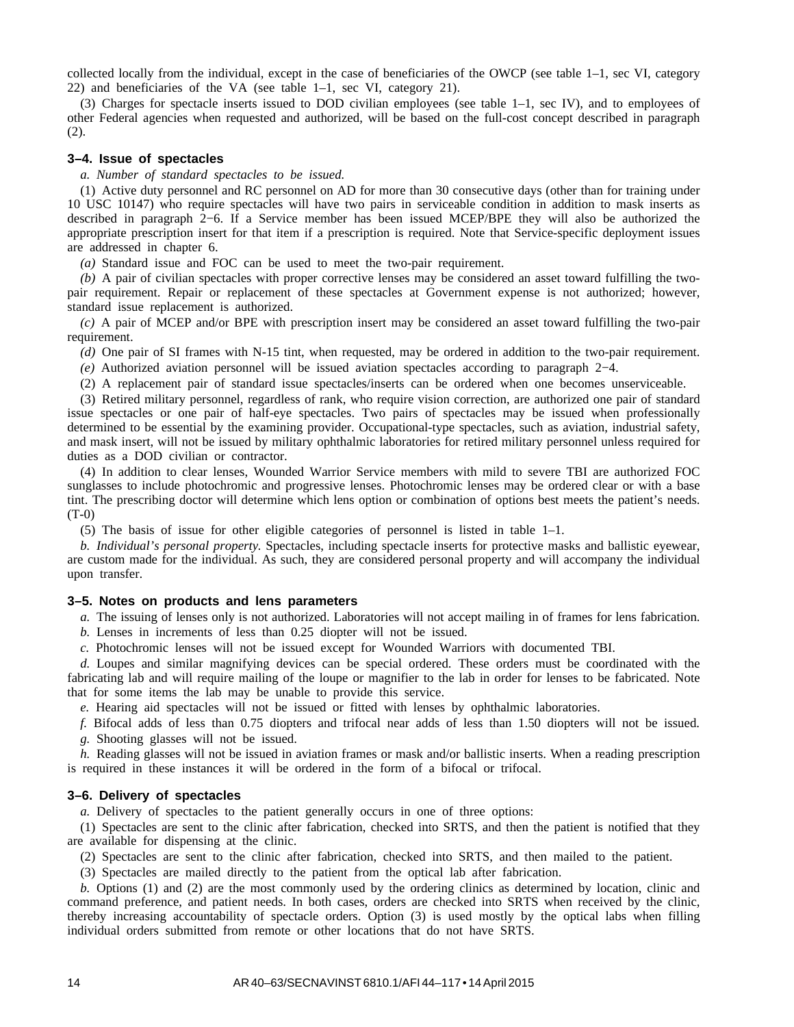collected locally from the individual, except in the case of beneficiaries of the OWCP (see table 1–1, sec VI, category 22) and beneficiaries of the VA (see table 1–1, sec VI, category 21).

(3) Charges for spectacle inserts issued to DOD civilian employees (see table 1–1, sec IV), and to employees of other Federal agencies when requested and authorized, will be based on the full-cost concept described in paragraph (2).

### 3–4. Issue of spectacles

*a. Number of standard spectacles to be issued.*

(1) Active duty personnel and RC personnel on AD for more than 30 consecutive days (other than for training under 10 USC 10147) who require spectacles will have two pairs in serviceable condition in addition to mask inserts as described in paragraph 2−6. If a Service member has been issued MCEP/BPE they will also be authorized the appropriate prescription insert for that item if a prescription is required. Note that Service-specific deployment issues are addressed in chapter 6.

*(a)* Standard issue and FOC can be used to meet the two-pair requirement.

*(b)* A pair of civilian spectacles with proper corrective lenses may be considered an asset toward fulfilling the two-pair requirement. Repair or replacement of these spectacles at Government expense is not authorized; however, standard issue replacement is authorized.

*(c)* A pair of MCEP and/or BPE with prescription insert may be considered an asset toward fulfilling the two-pair requirement.

*(d)* One pair of SI frames with N-15 tint, when requested, may be ordered in addition to the two-pair requirement.

*(e)* Authorized aviation personnel will be issued aviation spectacles according to paragraph 2−4.

(2) A replacement pair of standard issue spectacles/inserts can be ordered when one becomes unserviceable.

(3) Retired military personnel, regardless of rank, who require vision correction, are authorized one pair of standard issue spectacles or one pair of half-eye spectacles. Two pairs of spectacles may be issued when professionally determined to be essential by the examining provider. Occupational-type spectacles, such as aviation, industrial safety, and mask insert, will not be issued by military ophthalmic laboratories for retired military personnel unless required for duties as a DOD civilian or contractor.

(4) In addition to clear lenses, Wounded Warrior Service members with mild to severe TBI are authorized FOC sunglasses to include photochromic and progressive lenses. Photochromic lenses may be ordered clear or with a base tint. The prescribing doctor will determine which lens option or combination of options best meets the patient's needs. (T-0)

(5) The basis of issue for other eligible categories of personnel is listed in table 1–1.

*b. Individual's personal property.* Spectacles, including spectacle inserts for protective masks and ballistic eyewear, are custom made for the individual. As such, they are considered personal property and will accompany the individual upon transfer.

### 3–5. Notes on products and lens parameters

*a.* The issuing of lenses only is not authorized. Laboratories will not accept mailing in of frames for lens fabrication.

*b.* Lenses in increments of less than 0.25 diopter will not be issued.

*c.* Photochromic lenses will not be issued except for Wounded Warriors with documented TBI.

*d.* Loupes and similar magnifying devices can be special ordered. These orders must be coordinated with the fabricating lab and will require mailing of the loupe or magnifier to the lab in order for lenses to be fabricated. Note that for some items the lab may be unable to provide this service.

*e.* Hearing aid spectacles will not be issued or fitted with lenses by ophthalmic laboratories.

*f.* Bifocal adds of less than 0.75 diopters and trifocal near adds of less than 1.50 diopters will not be issued.

*g.* Shooting glasses will not be issued.

*h.* Reading glasses will not be issued in aviation frames or mask and/or ballistic inserts. When a reading prescription is required in these instances it will be ordered in the form of a bifocal or trifocal.

### 3–6. Delivery of spectacles

*a.* Delivery of spectacles to the patient generally occurs in one of three options:

(1) Spectacles are sent to the clinic after fabrication, checked into SRTS, and then the patient is notified that they are available for dispensing at the clinic.

(2) Spectacles are sent to the clinic after fabrication, checked into SRTS, and then mailed to the patient.

(3) Spectacles are mailed directly to the patient from the optical lab after fabrication.

*b.* Options (1) and (2) are the most commonly used by the ordering clinics as determined by location, clinic and command preference, and patient needs. In both cases, orders are checked into SRTS when received by the clinic, thereby increasing accountability of spectacle orders. Option (3) is used mostly by the optical labs when filling individual orders submitted from remote or other locations that do not have SRTS.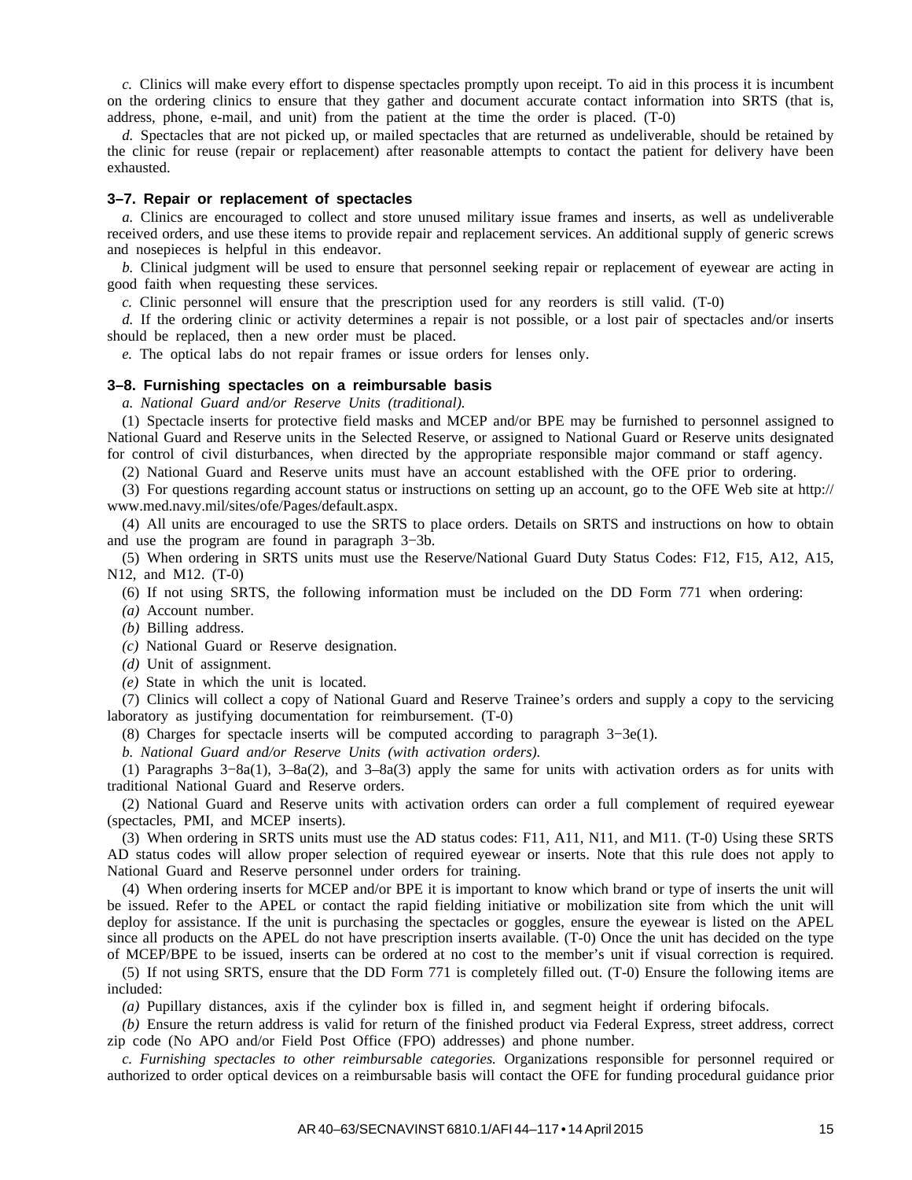*c.* Clinics will make every effort to dispense spectacles promptly upon receipt. To aid in this process it is incumbent on the ordering clinics to ensure that they gather and document accurate contact information into SRTS (that is, address, phone, e-mail, and unit) from the patient at the time the order is placed. (T-0)

*d.* Spectacles that are not picked up, or mailed spectacles that are returned as undeliverable, should be retained by the clinic for reuse (repair or replacement) after reasonable attempts to contact the patient for delivery have been exhausted.

### 3–7. Repair or replacement of spectacles

*a.* Clinics are encouraged to collect and store unused military issue frames and inserts, as well as undeliverable received orders, and use these items to provide repair and replacement services. An additional supply of generic screws and nosepieces is helpful in this endeavor.

*b.* Clinical judgment will be used to ensure that personnel seeking repair or replacement of eyewear are acting in good faith when requesting these services.

*c.* Clinic personnel will ensure that the prescription used for any reorders is still valid. (T-0)

*d.* If the ordering clinic or activity determines a repair is not possible, or a lost pair of spectacles and/or inserts should be replaced, then a new order must be placed.

*e.* The optical labs do not repair frames or issue orders for lenses only.

### 3–8. Furnishing spectacles on a reimbursable basis

*a. National Guard and/or Reserve Units (traditional).*

(1) Spectacle inserts for protective field masks and MCEP and/or BPE may be furnished to personnel assigned to National Guard and Reserve units in the Selected Reserve, or assigned to National Guard or Reserve units designated for control of civil disturbances, when directed by the appropriate responsible major command or staff agency.

(2) National Guard and Reserve units must have an account established with the OFE prior to ordering.

(3) For questions regarding account status or instructions on setting up an account, go to the OFE Web site at http://www.med.navy.mil/sites/ofe/Pages/default.aspx.

(4) All units are encouraged to use the SRTS to place orders. Details on SRTS and instructions on how to obtain and use the program are found in paragraph 3−3b.

(5) When ordering in SRTS units must use the Reserve/National Guard Duty Status Codes: F12, F15, A12, A15, N12, and M12. (T-0)

(6) If not using SRTS, the following information must be included on the DD Form 771 when ordering:

*(a)* Account number.

*(b)* Billing address.

*(c)* National Guard or Reserve designation.

*(d)* Unit of assignment.

*(e)* State in which the unit is located.

(7) Clinics will collect a copy of National Guard and Reserve Trainee's orders and supply a copy to the servicing laboratory as justifying documentation for reimbursement. (T-0)

(8) Charges for spectacle inserts will be computed according to paragraph 3−3e(1).

*b. National Guard and/or Reserve Units (with activation orders).*

(1) Paragraphs 3−8a(1), 3–8a(2), and 3–8a(3) apply the same for units with activation orders as for units with traditional National Guard and Reserve orders.

(2) National Guard and Reserve units with activation orders can order a full complement of required eyewear (spectacles, PMI, and MCEP inserts).

(3) When ordering in SRTS units must use the AD status codes: F11, A11, N11, and M11. (T-0) Using these SRTS AD status codes will allow proper selection of required eyewear or inserts. Note that this rule does not apply to National Guard and Reserve personnel under orders for training.

(4) When ordering inserts for MCEP and/or BPE it is important to know which brand or type of inserts the unit will be issued. Refer to the APEL or contact the rapid fielding initiative or mobilization site from which the unit will deploy for assistance. If the unit is purchasing the spectacles or goggles, ensure the eyewear is listed on the APEL since all products on the APEL do not have prescription inserts available. (T-0) Once the unit has decided on the type of MCEP/BPE to be issued, inserts can be ordered at no cost to the member's unit if visual correction is required.

(5) If not using SRTS, ensure that the DD Form 771 is completely filled out. (T-0) Ensure the following items are included:

*(a)* Pupillary distances, axis if the cylinder box is filled in, and segment height if ordering bifocals.

*(b)* Ensure the return address is valid for return of the finished product via Federal Express, street address, correct zip code (No APO and/or Field Post Office (FPO) addresses) and phone number.

*c. Furnishing spectacles to other reimbursable categories.* Organizations responsible for personnel required or authorized to order optical devices on a reimbursable basis will contact the OFE for funding procedural guidance prior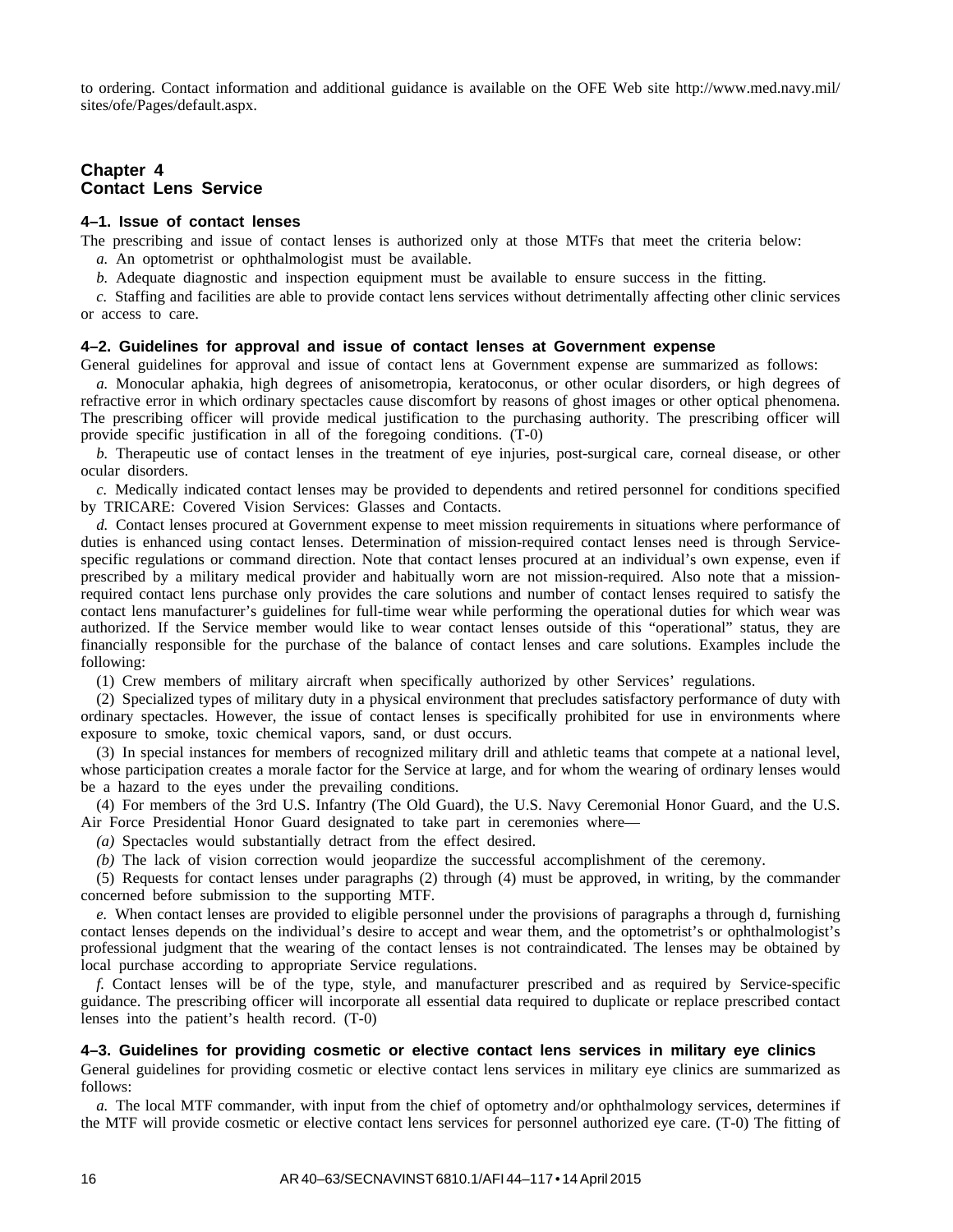to ordering. Contact information and additional guidance is available on the OFE Web site http://www.med.navy.mil/sites/ofe/Pages/default.aspx.

# Chapter 4
# Contact Lens Service

## 4–1. Issue of contact lenses

The prescribing and issue of contact lenses is authorized only at those MTFs that meet the criteria below:

*a.* An optometrist or ophthalmologist must be available.

*b.* Adequate diagnostic and inspection equipment must be available to ensure success in the fitting.

*c.* Staffing and facilities are able to provide contact lens services without detrimentally affecting other clinic services or access to care.

## 4–2. Guidelines for approval and issue of contact lenses at Government expense

General guidelines for approval and issue of contact lens at Government expense are summarized as follows:

*a.* Monocular aphakia, high degrees of anisometropia, keratoconus, or other ocular disorders, or high degrees of refractive error in which ordinary spectacles cause discomfort by reasons of ghost images or other optical phenomena. The prescribing officer will provide medical justification to the purchasing authority. The prescribing officer will provide specific justification in all of the foregoing conditions. (T-0)

*b.* Therapeutic use of contact lenses in the treatment of eye injuries, post-surgical care, corneal disease, or other ocular disorders.

*c.* Medically indicated contact lenses may be provided to dependents and retired personnel for conditions specified by TRICARE: Covered Vision Services: Glasses and Contacts.

*d.* Contact lenses procured at Government expense to meet mission requirements in situations where performance of duties is enhanced using contact lenses. Determination of mission-required contact lenses need is through Service-specific regulations or command direction. Note that contact lenses procured at an individual's own expense, even if prescribed by a military medical provider and habitually worn are not mission-required. Also note that a mission-required contact lens purchase only provides the care solutions and number of contact lenses required to satisfy the contact lens manufacturer's guidelines for full-time wear while performing the operational duties for which wear was authorized. If the Service member would like to wear contact lenses outside of this "operational" status, they are financially responsible for the purchase of the balance of contact lenses and care solutions. Examples include the following:

(1) Crew members of military aircraft when specifically authorized by other Services' regulations.

(2) Specialized types of military duty in a physical environment that precludes satisfactory performance of duty with ordinary spectacles. However, the issue of contact lenses is specifically prohibited for use in environments where exposure to smoke, toxic chemical vapors, sand, or dust occurs.

(3) In special instances for members of recognized military drill and athletic teams that compete at a national level, whose participation creates a morale factor for the Service at large, and for whom the wearing of ordinary lenses would be a hazard to the eyes under the prevailing conditions.

(4) For members of the 3rd U.S. Infantry (The Old Guard), the U.S. Navy Ceremonial Honor Guard, and the U.S. Air Force Presidential Honor Guard designated to take part in ceremonies where—

*(a)* Spectacles would substantially detract from the effect desired.

*(b)* The lack of vision correction would jeopardize the successful accomplishment of the ceremony.

(5) Requests for contact lenses under paragraphs (2) through (4) must be approved, in writing, by the commander concerned before submission to the supporting MTF.

*e.* When contact lenses are provided to eligible personnel under the provisions of paragraphs a through d, furnishing contact lenses depends on the individual's desire to accept and wear them, and the optometrist's or ophthalmologist's professional judgment that the wearing of the contact lenses is not contraindicated. The lenses may be obtained by local purchase according to appropriate Service regulations.

*f.* Contact lenses will be of the type, style, and manufacturer prescribed and as required by Service-specific guidance. The prescribing officer will incorporate all essential data required to duplicate or replace prescribed contact lenses into the patient's health record. (T-0)

## 4–3. Guidelines for providing cosmetic or elective contact lens services in military eye clinics

General guidelines for providing cosmetic or elective contact lens services in military eye clinics are summarized as follows:

*a.* The local MTF commander, with input from the chief of optometry and/or ophthalmology services, determines if the MTF will provide cosmetic or elective contact lens services for personnel authorized eye care. (T-0) The fitting of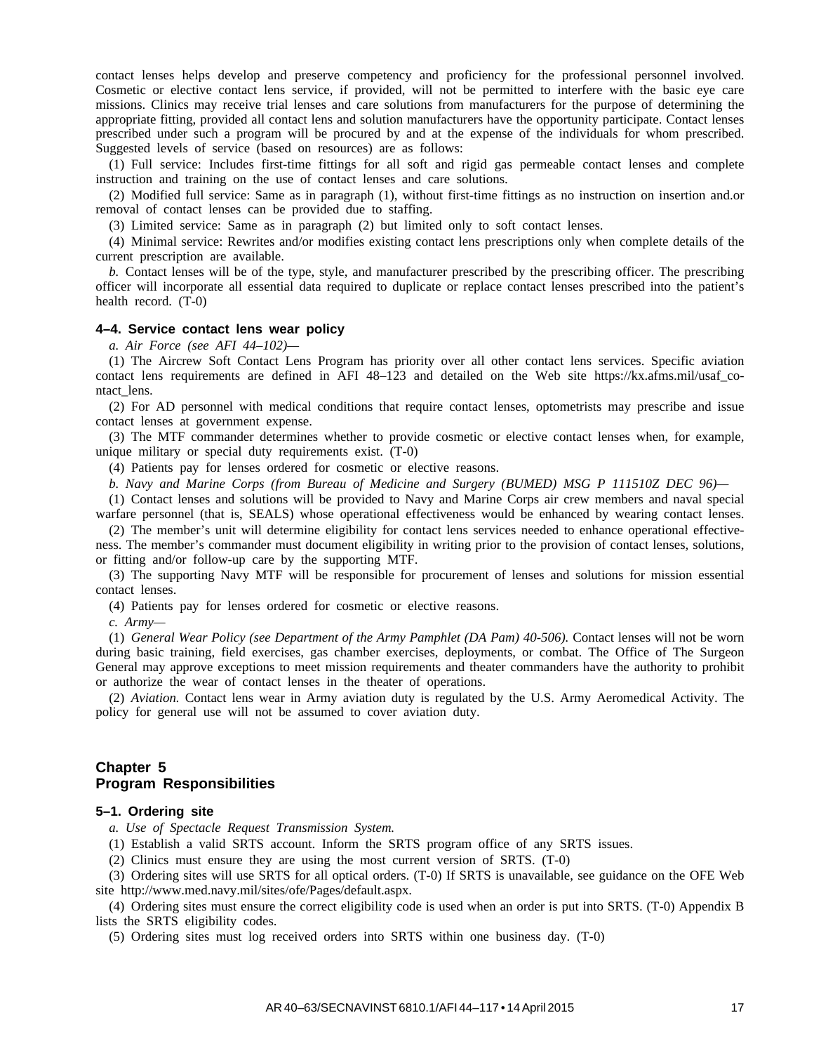contact lenses helps develop and preserve competency and proficiency for the professional personnel involved. Cosmetic or elective contact lens service, if provided, will not be permitted to interfere with the basic eye care missions. Clinics may receive trial lenses and care solutions from manufacturers for the purpose of determining the appropriate fitting, provided all contact lens and solution manufacturers have the opportunity participate. Contact lenses prescribed under such a program will be procured by and at the expense of the individuals for whom prescribed. Suggested levels of service (based on resources) are as follows:

(1) Full service: Includes first-time fittings for all soft and rigid gas permeable contact lenses and complete instruction and training on the use of contact lenses and care solutions.

(2) Modified full service: Same as in paragraph (1), without first-time fittings as no instruction on insertion and.or removal of contact lenses can be provided due to staffing.

(3) Limited service: Same as in paragraph (2) but limited only to soft contact lenses.

(4) Minimal service: Rewrites and/or modifies existing contact lens prescriptions only when complete details of the current prescription are available.

*b.* Contact lenses will be of the type, style, and manufacturer prescribed by the prescribing officer. The prescribing officer will incorporate all essential data required to duplicate or replace contact lenses prescribed into the patient's health record. (T-0)

### 4–4. Service contact lens wear policy

*a. Air Force (see AFI 44–102)—*

(1) The Aircrew Soft Contact Lens Program has priority over all other contact lens services. Specific aviation contact lens requirements are defined in AFI 48–123 and detailed on the Web site https://kx.afms.mil/usaf_contact_lens.

(2) For AD personnel with medical conditions that require contact lenses, optometrists may prescribe and issue contact lenses at government expense.

(3) The MTF commander determines whether to provide cosmetic or elective contact lenses when, for example, unique military or special duty requirements exist. (T-0)

(4) Patients pay for lenses ordered for cosmetic or elective reasons.

*b. Navy and Marine Corps (from Bureau of Medicine and Surgery (BUMED) MSG P 111510Z DEC 96)—*

(1) Contact lenses and solutions will be provided to Navy and Marine Corps air crew members and naval special warfare personnel (that is, SEALS) whose operational effectiveness would be enhanced by wearing contact lenses.

(2) The member's unit will determine eligibility for contact lens services needed to enhance operational effectiveness. The member's commander must document eligibility in writing prior to the provision of contact lenses, solutions, or fitting and/or follow-up care by the supporting MTF.

(3) The supporting Navy MTF will be responsible for procurement of lenses and solutions for mission essential contact lenses.

(4) Patients pay for lenses ordered for cosmetic or elective reasons.

*c. Army—*

(1) *General Wear Policy (see Department of the Army Pamphlet (DA Pam) 40-506).* Contact lenses will not be worn during basic training, field exercises, gas chamber exercises, deployments, or combat. The Office of The Surgeon General may approve exceptions to meet mission requirements and theater commanders have the authority to prohibit or authorize the wear of contact lenses in the theater of operations.

(2) *Aviation.* Contact lens wear in Army aviation duty is regulated by the U.S. Army Aeromedical Activity. The policy for general use will not be assumed to cover aviation duty.

## Chapter 5
## Program Responsibilities

### 5–1. Ordering site

*a. Use of Spectacle Request Transmission System.*

(1) Establish a valid SRTS account. Inform the SRTS program office of any SRTS issues.

(2) Clinics must ensure they are using the most current version of SRTS. (T-0)

(3) Ordering sites will use SRTS for all optical orders. (T-0) If SRTS is unavailable, see guidance on the OFE Web site http://www.med.navy.mil/sites/ofe/Pages/default.aspx.

(4) Ordering sites must ensure the correct eligibility code is used when an order is put into SRTS. (T-0) Appendix B lists the SRTS eligibility codes.

(5) Ordering sites must log received orders into SRTS within one business day. (T-0)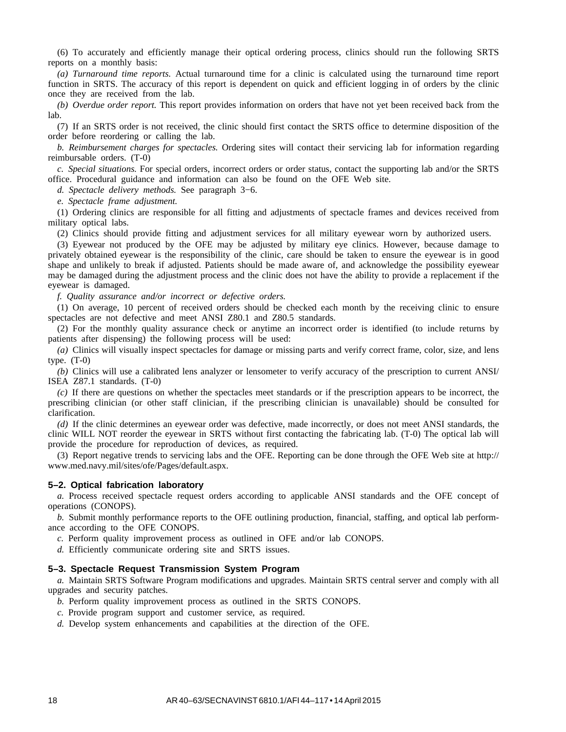(6) To accurately and efficiently manage their optical ordering process, clinics should run the following SRTS reports on a monthly basis:

*(a) Turnaround time reports.* Actual turnaround time for a clinic is calculated using the turnaround time report function in SRTS. The accuracy of this report is dependent on quick and efficient logging in of orders by the clinic once they are received from the lab.

*(b) Overdue order report.* This report provides information on orders that have not yet been received back from the lab.

(7) If an SRTS order is not received, the clinic should first contact the SRTS office to determine disposition of the order before reordering or calling the lab.

*b. Reimbursement charges for spectacles.* Ordering sites will contact their servicing lab for information regarding reimbursable orders. (T-0)

*c. Special situations.* For special orders, incorrect orders or order status, contact the supporting lab and/or the SRTS office. Procedural guidance and information can also be found on the OFE Web site.

*d. Spectacle delivery methods.* See paragraph 3−6.

*e. Spectacle frame adjustment.*

(1) Ordering clinics are responsible for all fitting and adjustments of spectacle frames and devices received from military optical labs.

(2) Clinics should provide fitting and adjustment services for all military eyewear worn by authorized users.

(3) Eyewear not produced by the OFE may be adjusted by military eye clinics. However, because damage to privately obtained eyewear is the responsibility of the clinic, care should be taken to ensure the eyewear is in good shape and unlikely to break if adjusted. Patients should be made aware of, and acknowledge the possibility eyewear may be damaged during the adjustment process and the clinic does not have the ability to provide a replacement if the eyewear is damaged.

*f. Quality assurance and/or incorrect or defective orders.*

(1) On average, 10 percent of received orders should be checked each month by the receiving clinic to ensure spectacles are not defective and meet ANSI Z80.1 and Z80.5 standards.

(2) For the monthly quality assurance check or anytime an incorrect order is identified (to include returns by patients after dispensing) the following process will be used:

*(a)* Clinics will visually inspect spectacles for damage or missing parts and verify correct frame, color, size, and lens type. (T-0)

*(b)* Clinics will use a calibrated lens analyzer or lensometer to verify accuracy of the prescription to current ANSI/ISEA Z87.1 standards. (T-0)

*(c)* If there are questions on whether the spectacles meet standards or if the prescription appears to be incorrect, the prescribing clinician (or other staff clinician, if the prescribing clinician is unavailable) should be consulted for clarification.

*(d)* If the clinic determines an eyewear order was defective, made incorrectly, or does not meet ANSI standards, the clinic WILL NOT reorder the eyewear in SRTS without first contacting the fabricating lab. (T-0) The optical lab will provide the procedure for reproduction of devices, as required.

(3) Report negative trends to servicing labs and the OFE. Reporting can be done through the OFE Web site at http://www.med.navy.mil/sites/ofe/Pages/default.aspx.

### 5–2. Optical fabrication laboratory

*a.* Process received spectacle request orders according to applicable ANSI standards and the OFE concept of operations (CONOPS).

*b.* Submit monthly performance reports to the OFE outlining production, financial, staffing, and optical lab performance according to the OFE CONOPS.

*c.* Perform quality improvement process as outlined in OFE and/or lab CONOPS.

*d.* Efficiently communicate ordering site and SRTS issues.

### 5–3. Spectacle Request Transmission System Program

*a.* Maintain SRTS Software Program modifications and upgrades. Maintain SRTS central server and comply with all upgrades and security patches.

*b.* Perform quality improvement process as outlined in the SRTS CONOPS.

*c.* Provide program support and customer service, as required.

*d.* Develop system enhancements and capabilities at the direction of the OFE.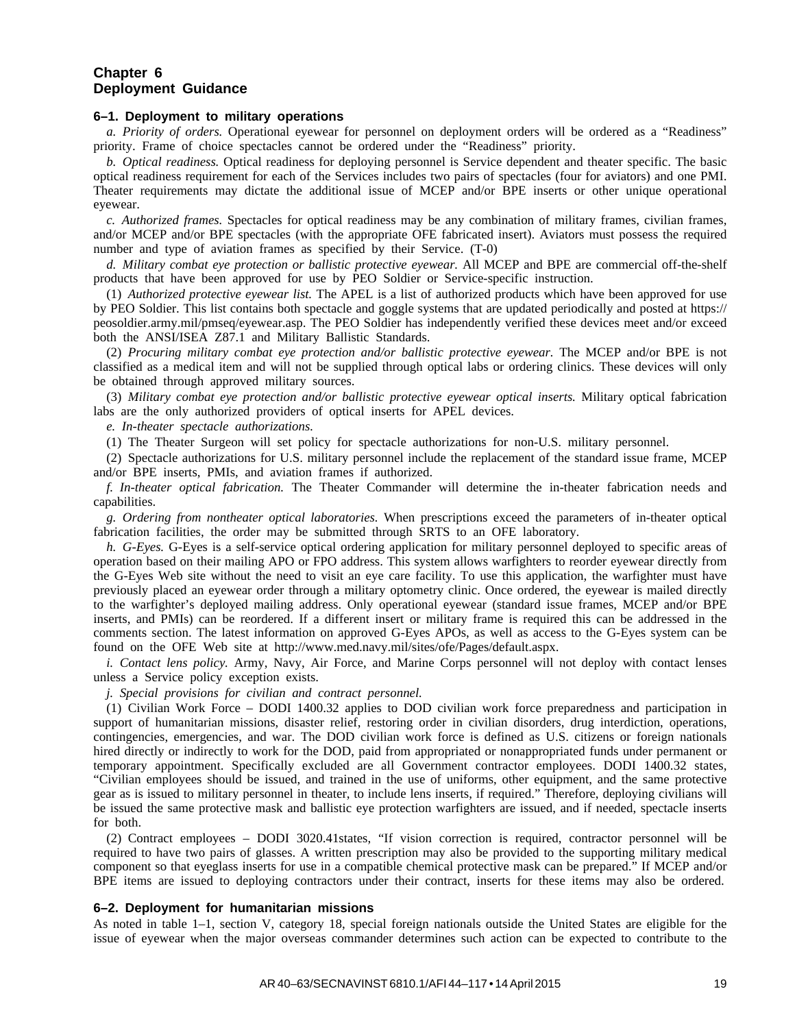# Chapter 6
# Deployment Guidance

### 6–1. Deployment to military operations

*a. Priority of orders.* Operational eyewear for personnel on deployment orders will be ordered as a "Readiness" priority. Frame of choice spectacles cannot be ordered under the "Readiness" priority.

*b. Optical readiness.* Optical readiness for deploying personnel is Service dependent and theater specific. The basic optical readiness requirement for each of the Services includes two pairs of spectacles (four for aviators) and one PMI. Theater requirements may dictate the additional issue of MCEP and/or BPE inserts or other unique operational eyewear.

*c. Authorized frames.* Spectacles for optical readiness may be any combination of military frames, civilian frames, and/or MCEP and/or BPE spectacles (with the appropriate OFE fabricated insert). Aviators must possess the required number and type of aviation frames as specified by their Service. (T-0)

*d. Military combat eye protection or ballistic protective eyewear.* All MCEP and BPE are commercial off-the-shelf products that have been approved for use by PEO Soldier or Service-specific instruction.

(1) *Authorized protective eyewear list.* The APEL is a list of authorized products which have been approved for use by PEO Soldier. This list contains both spectacle and goggle systems that are updated periodically and posted at https://peosoldier.army.mil/pmseq/eyewear.asp. The PEO Soldier has independently verified these devices meet and/or exceed both the ANSI/ISEA Z87.1 and Military Ballistic Standards.

(2) *Procuring military combat eye protection and/or ballistic protective eyewear.* The MCEP and/or BPE is not classified as a medical item and will not be supplied through optical labs or ordering clinics. These devices will only be obtained through approved military sources.

(3) *Military combat eye protection and/or ballistic protective eyewear optical inserts.* Military optical fabrication labs are the only authorized providers of optical inserts for APEL devices.

*e. In-theater spectacle authorizations.*

(1) The Theater Surgeon will set policy for spectacle authorizations for non-U.S. military personnel.

(2) Spectacle authorizations for U.S. military personnel include the replacement of the standard issue frame, MCEP and/or BPE inserts, PMIs, and aviation frames if authorized.

*f. In-theater optical fabrication.* The Theater Commander will determine the in-theater fabrication needs and capabilities.

*g. Ordering from nontheater optical laboratories.* When prescriptions exceed the parameters of in-theater optical fabrication facilities, the order may be submitted through SRTS to an OFE laboratory.

*h. G-Eyes.* G-Eyes is a self-service optical ordering application for military personnel deployed to specific areas of operation based on their mailing APO or FPO address. This system allows warfighters to reorder eyewear directly from the G-Eyes Web site without the need to visit an eye care facility. To use this application, the warfighter must have previously placed an eyewear order through a military optometry clinic. Once ordered, the eyewear is mailed directly to the warfighter's deployed mailing address. Only operational eyewear (standard issue frames, MCEP and/or BPE inserts, and PMIs) can be reordered. If a different insert or military frame is required this can be addressed in the comments section. The latest information on approved G-Eyes APOs, as well as access to the G-Eyes system can be found on the OFE Web site at http://www.med.navy.mil/sites/ofe/Pages/default.aspx.

*i. Contact lens policy.* Army, Navy, Air Force, and Marine Corps personnel will not deploy with contact lenses unless a Service policy exception exists.

*j. Special provisions for civilian and contract personnel.*

(1) Civilian Work Force – DODI 1400.32 applies to DOD civilian work force preparedness and participation in support of humanitarian missions, disaster relief, restoring order in civilian disorders, drug interdiction, operations, contingencies, emergencies, and war. The DOD civilian work force is defined as U.S. citizens or foreign nationals hired directly or indirectly to work for the DOD, paid from appropriated or nonappropriated funds under permanent or temporary appointment. Specifically excluded are all Government contractor employees. DODI 1400.32 states, "Civilian employees should be issued, and trained in the use of uniforms, other equipment, and the same protective gear as is issued to military personnel in theater, to include lens inserts, if required." Therefore, deploying civilians will be issued the same protective mask and ballistic eye protection warfighters are issued, and if needed, spectacle inserts for both.

(2) Contract employees – DODI 3020.41states, "If vision correction is required, contractor personnel will be required to have two pairs of glasses. A written prescription may also be provided to the supporting military medical component so that eyeglass inserts for use in a compatible chemical protective mask can be prepared." If MCEP and/or BPE items are issued to deploying contractors under their contract, inserts for these items may also be ordered.

### 6–2. Deployment for humanitarian missions

As noted in table 1–1, section V, category 18, special foreign nationals outside the United States are eligible for the issue of eyewear when the major overseas commander determines such action can be expected to contribute to the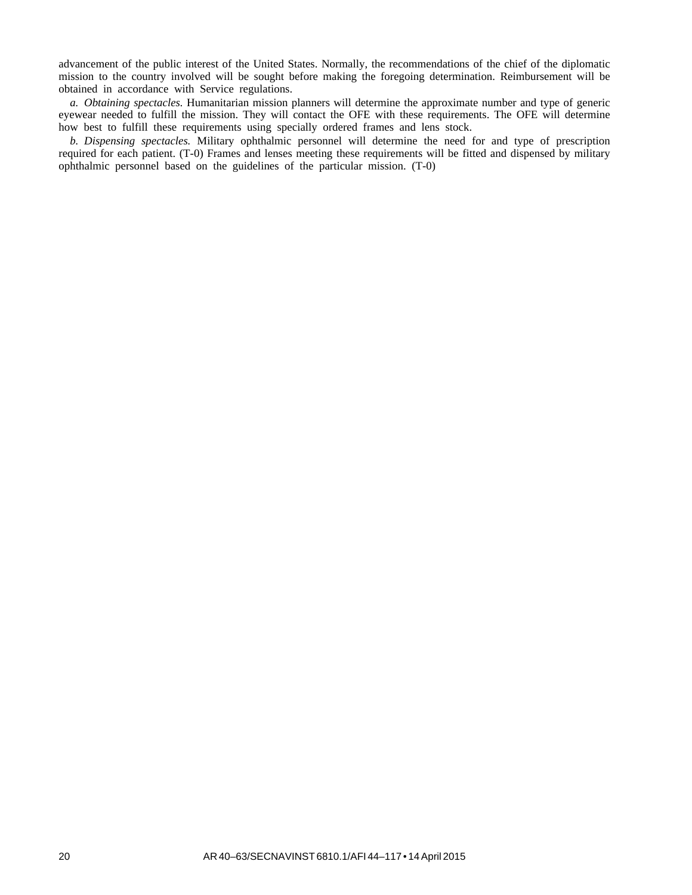advancement of the public interest of the United States. Normally, the recommendations of the chief of the diplomatic mission to the country involved will be sought before making the foregoing determination. Reimbursement will be obtained in accordance with Service regulations.

*a. Obtaining spectacles.* Humanitarian mission planners will determine the approximate number and type of generic eyewear needed to fulfill the mission. They will contact the OFE with these requirements. The OFE will determine how best to fulfill these requirements using specially ordered frames and lens stock.

*b. Dispensing spectacles.* Military ophthalmic personnel will determine the need for and type of prescription required for each patient. (T-0) Frames and lenses meeting these requirements will be fitted and dispensed by military ophthalmic personnel based on the guidelines of the particular mission. (T-0)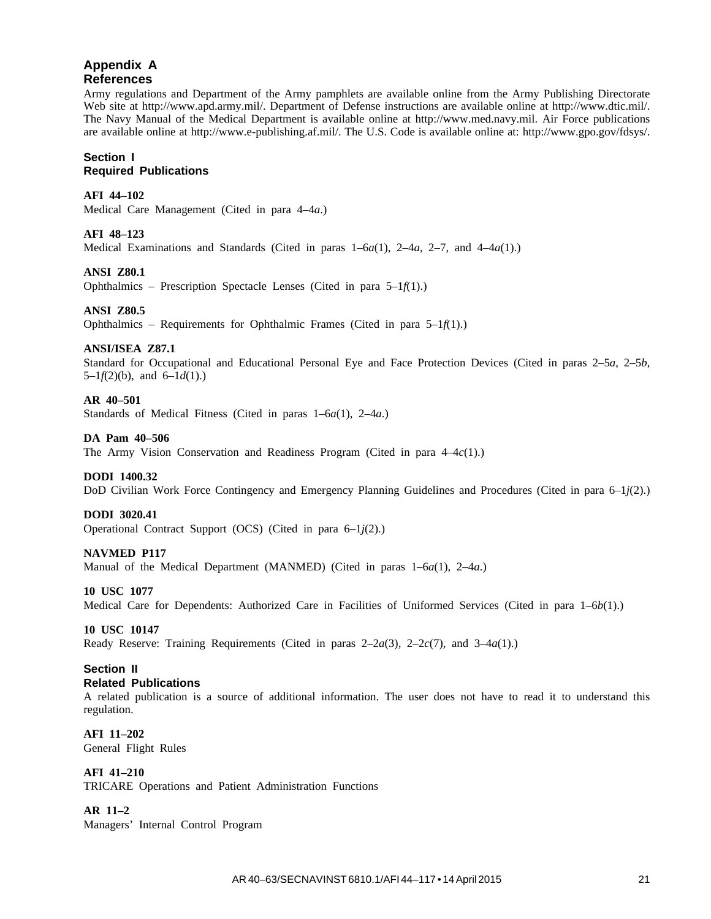# Appendix A
## References

Army regulations and Department of the Army pamphlets are available online from the Army Publishing Directorate Web site at http://www.apd.army.mil/. Department of Defense instructions are available online at http://www.dtic.mil/. The Navy Manual of the Medical Department is available online at http://www.med.navy.mil. Air Force publications are available online at http://www.e-publishing.af.mil/. The U.S. Code is available online at: http://www.gpo.gov/fdsys/.

### Section I
### Required Publications

**AFI 44–102**
Medical Care Management (Cited in para 4–4*a*.)

**AFI 48–123**
Medical Examinations and Standards (Cited in paras 1–6*a*(1), 2–4*a*, 2–7, and 4–4*a*(1).)

**ANSI Z80.1**
Ophthalmics – Prescription Spectacle Lenses (Cited in para 5–1*f*(1).)

**ANSI Z80.5**
Ophthalmics – Requirements for Ophthalmic Frames (Cited in para 5–1*f*(1).)

**ANSI/ISEA Z87.1**
Standard for Occupational and Educational Personal Eye and Face Protection Devices (Cited in paras 2–5*a*, 2–5*b*, 5–1*f*(2)(b), and 6–1*d*(1).)

**AR 40–501**
Standards of Medical Fitness (Cited in paras 1–6*a*(1), 2–4*a*.)

**DA Pam 40–506**
The Army Vision Conservation and Readiness Program (Cited in para 4–4*c*(1).)

**DODI 1400.32**
DoD Civilian Work Force Contingency and Emergency Planning Guidelines and Procedures (Cited in para 6–1*j*(2).)

**DODI 3020.41**
Operational Contract Support (OCS) (Cited in para 6–1*j*(2).)

**NAVMED P117**
Manual of the Medical Department (MANMED) (Cited in paras 1–6*a*(1), 2–4*a*.)

**10 USC 1077**
Medical Care for Dependents: Authorized Care in Facilities of Uniformed Services (Cited in para 1–6*b*(1).)

**10 USC 10147**
Ready Reserve: Training Requirements (Cited in paras 2–2*a*(3), 2–2*c*(7), and 3–4*a*(1).)

### Section II
### Related Publications

A related publication is a source of additional information. The user does not have to read it to understand this regulation.

**AFI 11–202**
General Flight Rules

**AFI 41–210**
TRICARE Operations and Patient Administration Functions

**AR 11–2**
Managers' Internal Control Program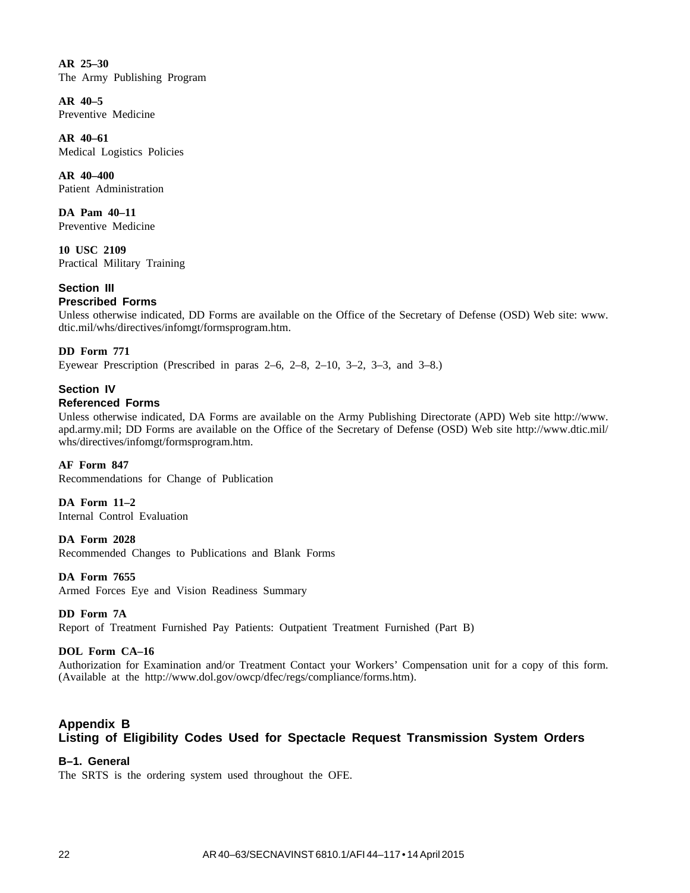**AR 25–30**
The Army Publishing Program

**AR 40–5**
Preventive Medicine

**AR 40–61**
Medical Logistics Policies

**AR 40–400**
Patient Administration

**DA Pam 40–11**
Preventive Medicine

**10 USC 2109**
Practical Military Training

### Section III
### Prescribed Forms

Unless otherwise indicated, DD Forms are available on the Office of the Secretary of Defense (OSD) Web site: www.dtic.mil/whs/directives/infomgt/formsprogram.htm.

**DD Form 771**
Eyewear Prescription (Prescribed in paras 2–6, 2–8, 2–10, 3–2, 3–3, and 3–8.)

### Section IV
### Referenced Forms

Unless otherwise indicated, DA Forms are available on the Army Publishing Directorate (APD) Web site http://www.apd.army.mil; DD Forms are available on the Office of the Secretary of Defense (OSD) Web site http://www.dtic.mil/whs/directives/infomgt/formsprogram.htm.

**AF Form 847**
Recommendations for Change of Publication

**DA Form 11–2**
Internal Control Evaluation

**DA Form 2028**
Recommended Changes to Publications and Blank Forms

**DA Form 7655**
Armed Forces Eye and Vision Readiness Summary

**DD Form 7A**
Report of Treatment Furnished Pay Patients: Outpatient Treatment Furnished (Part B)

**DOL Form CA–16**
Authorization for Examination and/or Treatment Contact your Workers' Compensation unit for a copy of this form. (Available at the http://www.dol.gov/owcp/dfec/regs/compliance/forms.htm).

## Appendix B
## Listing of Eligibility Codes Used for Spectacle Request Transmission System Orders

### B–1. General

The SRTS is the ordering system used throughout the OFE.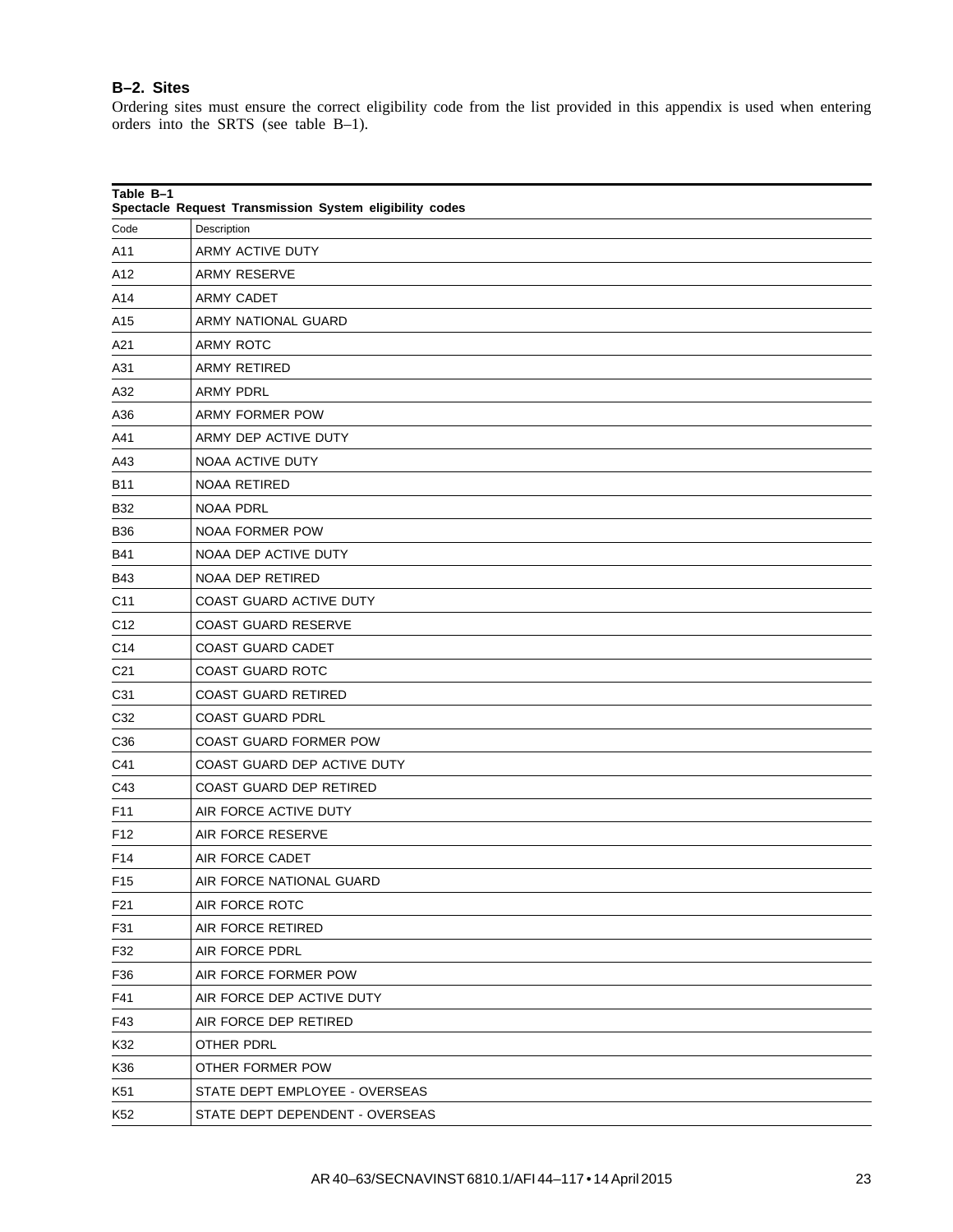## B–2. Sites

Ordering sites must ensure the correct eligibility code from the list provided in this appendix is used when entering orders into the SRTS (see table B–1).

**Table B–1**
**Spectacle Request Transmission System eligibility codes**

| Code | Description |
|---|---|
| A11 | ARMY ACTIVE DUTY |
| A12 | ARMY RESERVE |
| A14 | ARMY CADET |
| A15 | ARMY NATIONAL GUARD |
| A21 | ARMY ROTC |
| A31 | ARMY RETIRED |
| A32 | ARMY PDRL |
| A36 | ARMY FORMER POW |
| A41 | ARMY DEP ACTIVE DUTY |
| A43 | NOAA ACTIVE DUTY |
| B11 | NOAA RETIRED |
| B32 | NOAA PDRL |
| B36 | NOAA FORMER POW |
| B41 | NOAA DEP ACTIVE DUTY |
| B43 | NOAA DEP RETIRED |
| C11 | COAST GUARD ACTIVE DUTY |
| C12 | COAST GUARD RESERVE |
| C14 | COAST GUARD CADET |
| C21 | COAST GUARD ROTC |
| C31 | COAST GUARD RETIRED |
| C32 | COAST GUARD PDRL |
| C36 | COAST GUARD FORMER POW |
| C41 | COAST GUARD DEP ACTIVE DUTY |
| C43 | COAST GUARD DEP RETIRED |
| F11 | AIR FORCE ACTIVE DUTY |
| F12 | AIR FORCE RESERVE |
| F14 | AIR FORCE CADET |
| F15 | AIR FORCE NATIONAL GUARD |
| F21 | AIR FORCE ROTC |
| F31 | AIR FORCE RETIRED |
| F32 | AIR FORCE PDRL |
| F36 | AIR FORCE FORMER POW |
| F41 | AIR FORCE DEP ACTIVE DUTY |
| F43 | AIR FORCE DEP RETIRED |
| K32 | OTHER PDRL |
| K36 | OTHER FORMER POW |
| K51 | STATE DEPT EMPLOYEE - OVERSEAS |
| K52 | STATE DEPT DEPENDENT - OVERSEAS |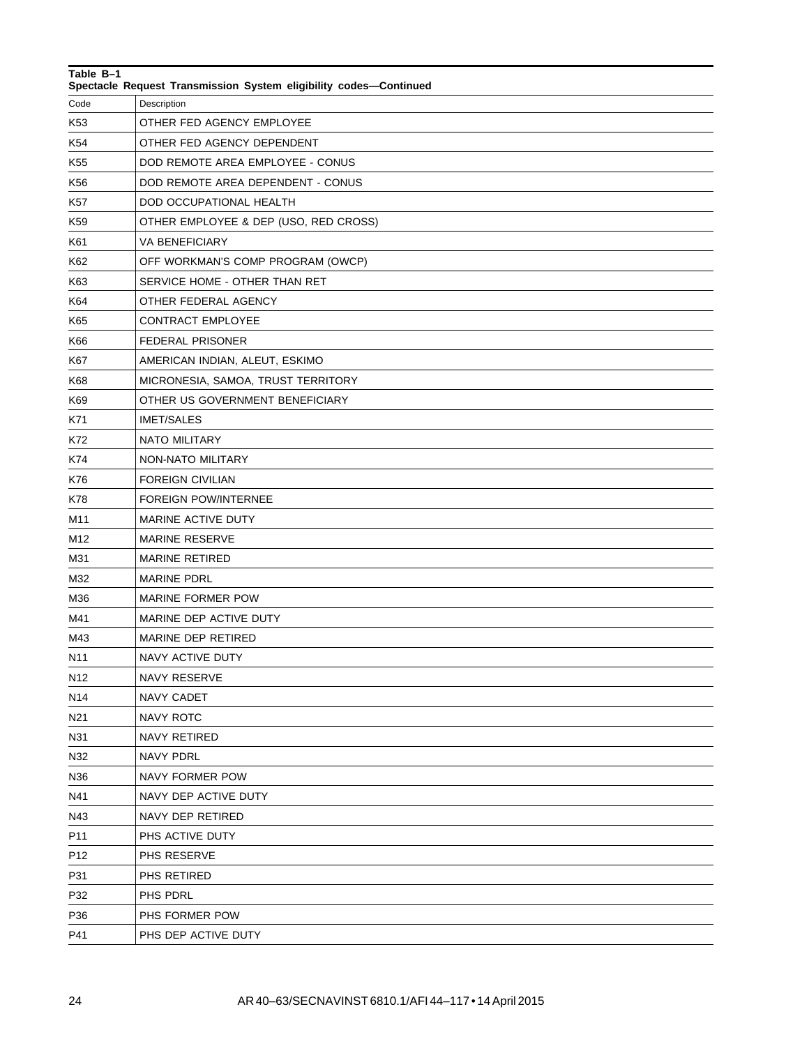**Table B–1**
**Spectacle Request Transmission System eligibility codes—Continued**

| Code | Description |
|---|---|
| K53 | OTHER FED AGENCY EMPLOYEE |
| K54 | OTHER FED AGENCY DEPENDENT |
| K55 | DOD REMOTE AREA EMPLOYEE - CONUS |
| K56 | DOD REMOTE AREA DEPENDENT - CONUS |
| K57 | DOD OCCUPATIONAL HEALTH |
| K59 | OTHER EMPLOYEE & DEP (USO, RED CROSS) |
| K61 | VA BENEFICIARY |
| K62 | OFF WORKMAN'S COMP PROGRAM (OWCP) |
| K63 | SERVICE HOME - OTHER THAN RET |
| K64 | OTHER FEDERAL AGENCY |
| K65 | CONTRACT EMPLOYEE |
| K66 | FEDERAL PRISONER |
| K67 | AMERICAN INDIAN, ALEUT, ESKIMO |
| K68 | MICRONESIA, SAMOA, TRUST TERRITORY |
| K69 | OTHER US GOVERNMENT BENEFICIARY |
| K71 | IMET/SALES |
| K72 | NATO MILITARY |
| K74 | NON-NATO MILITARY |
| K76 | FOREIGN CIVILIAN |
| K78 | FOREIGN POW/INTERNEE |
| M11 | MARINE ACTIVE DUTY |
| M12 | MARINE RESERVE |
| M31 | MARINE RETIRED |
| M32 | MARINE PDRL |
| M36 | MARINE FORMER POW |
| M41 | MARINE DEP ACTIVE DUTY |
| M43 | MARINE DEP RETIRED |
| N11 | NAVY ACTIVE DUTY |
| N12 | NAVY RESERVE |
| N14 | NAVY CADET |
| N21 | NAVY ROTC |
| N31 | NAVY RETIRED |
| N32 | NAVY PDRL |
| N36 | NAVY FORMER POW |
| N41 | NAVY DEP ACTIVE DUTY |
| N43 | NAVY DEP RETIRED |
| P11 | PHS ACTIVE DUTY |
| P12 | PHS RESERVE |
| P31 | PHS RETIRED |
| P32 | PHS PDRL |
| P36 | PHS FORMER POW |
| P41 | PHS DEP ACTIVE DUTY |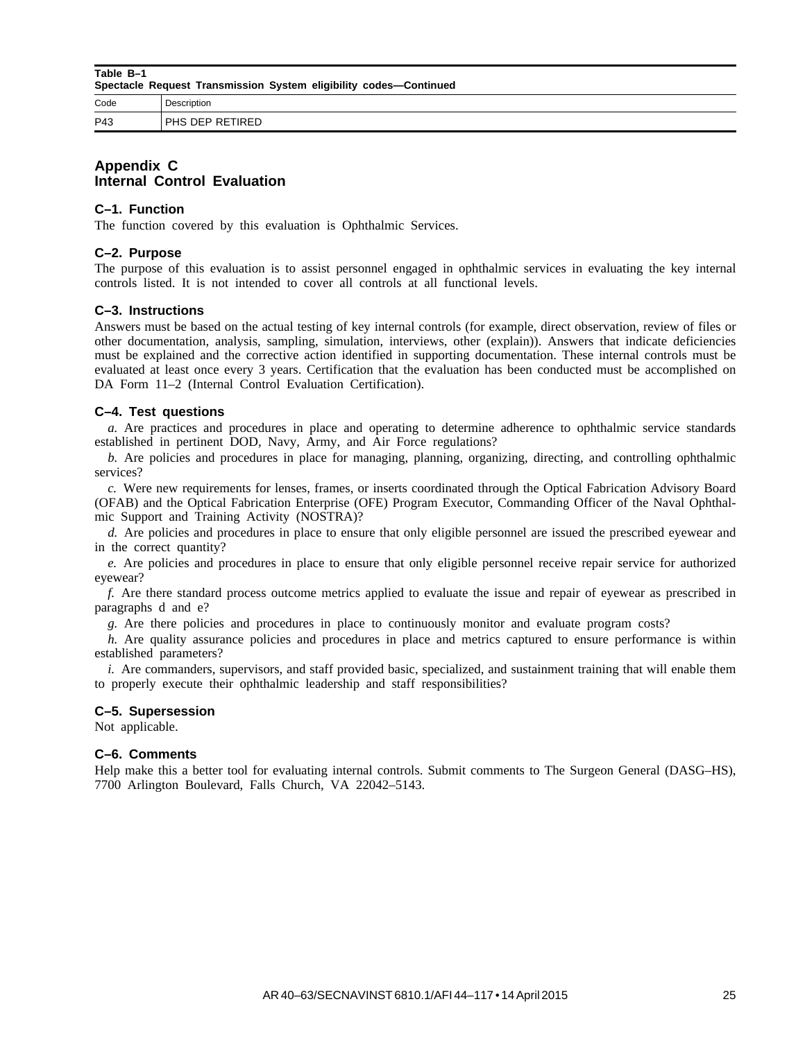**Table B–1**
**Spectacle Request Transmission System eligibility codes—Continued**

| Code | Description |
|---|---|
| P43 | PHS DEP RETIRED |

## Appendix C
## Internal Control Evaluation

### C–1. Function

The function covered by this evaluation is Ophthalmic Services.

### C–2. Purpose

The purpose of this evaluation is to assist personnel engaged in ophthalmic services in evaluating the key internal controls listed. It is not intended to cover all controls at all functional levels.

### C–3. Instructions

Answers must be based on the actual testing of key internal controls (for example, direct observation, review of files or other documentation, analysis, sampling, simulation, interviews, other (explain)). Answers that indicate deficiencies must be explained and the corrective action identified in supporting documentation. These internal controls must be evaluated at least once every 3 years. Certification that the evaluation has been conducted must be accomplished on DA Form 11–2 (Internal Control Evaluation Certification).

### C–4. Test questions

*a.* Are practices and procedures in place and operating to determine adherence to ophthalmic service standards established in pertinent DOD, Navy, Army, and Air Force regulations?

*b.* Are policies and procedures in place for managing, planning, organizing, directing, and controlling ophthalmic services?

*c.* Were new requirements for lenses, frames, or inserts coordinated through the Optical Fabrication Advisory Board (OFAB) and the Optical Fabrication Enterprise (OFE) Program Executor, Commanding Officer of the Naval Ophthalmic Support and Training Activity (NOSTRA)?

*d.* Are policies and procedures in place to ensure that only eligible personnel are issued the prescribed eyewear and in the correct quantity?

*e.* Are policies and procedures in place to ensure that only eligible personnel receive repair service for authorized eyewear?

*f.* Are there standard process outcome metrics applied to evaluate the issue and repair of eyewear as prescribed in paragraphs d and e?

*g.* Are there policies and procedures in place to continuously monitor and evaluate program costs?

*h.* Are quality assurance policies and procedures in place and metrics captured to ensure performance is within established parameters?

*i.* Are commanders, supervisors, and staff provided basic, specialized, and sustainment training that will enable them to properly execute their ophthalmic leadership and staff responsibilities?

### C–5. Supersession

Not applicable.

### C–6. Comments

Help make this a better tool for evaluating internal controls. Submit comments to The Surgeon General (DASG–HS), 7700 Arlington Boulevard, Falls Church, VA 22042–5143.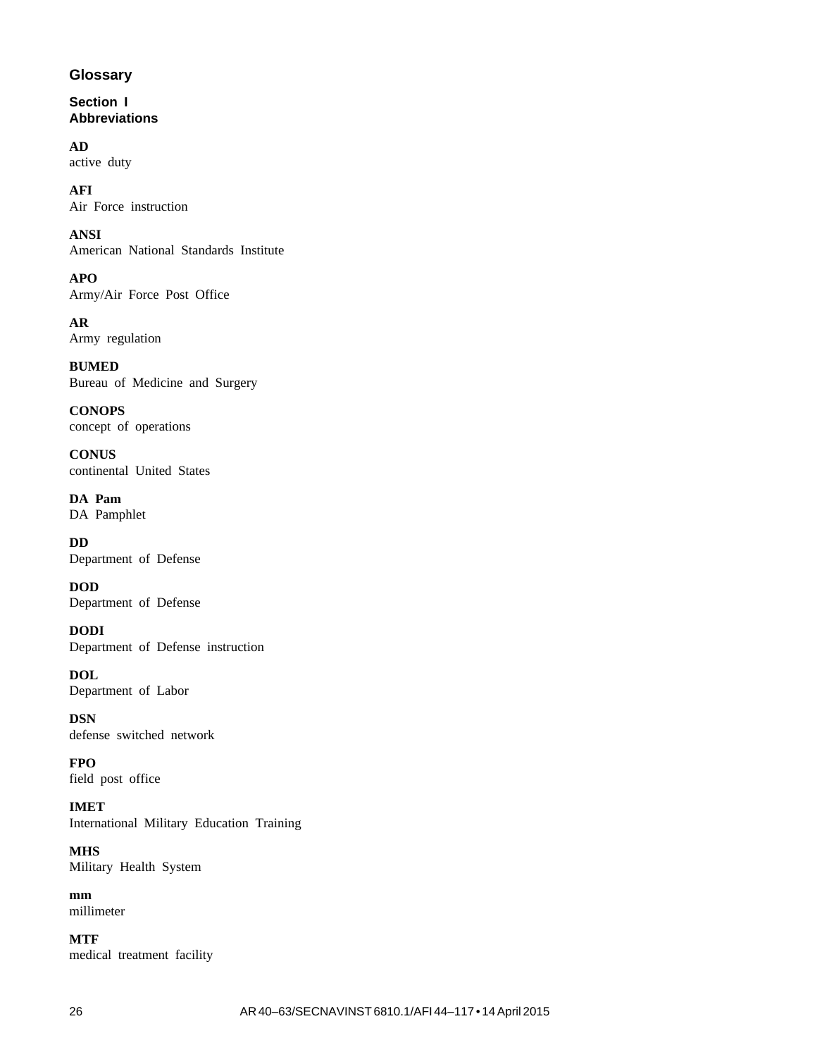# Glossary

## Section I
## Abbreviations

**AD**
active duty

**AFI**
Air Force instruction

**ANSI**
American National Standards Institute

**APO**
Army/Air Force Post Office

**AR**
Army regulation

**BUMED**
Bureau of Medicine and Surgery

**CONOPS**
concept of operations

**CONUS**
continental United States

**DA Pam**
DA Pamphlet

**DD**
Department of Defense

**DOD**
Department of Defense

**DODI**
Department of Defense instruction

**DOL**
Department of Labor

**DSN**
defense switched network

**FPO**
field post office

**IMET**
International Military Education Training

**MHS**
Military Health System

**mm**
millimeter

**MTF**
medical treatment facility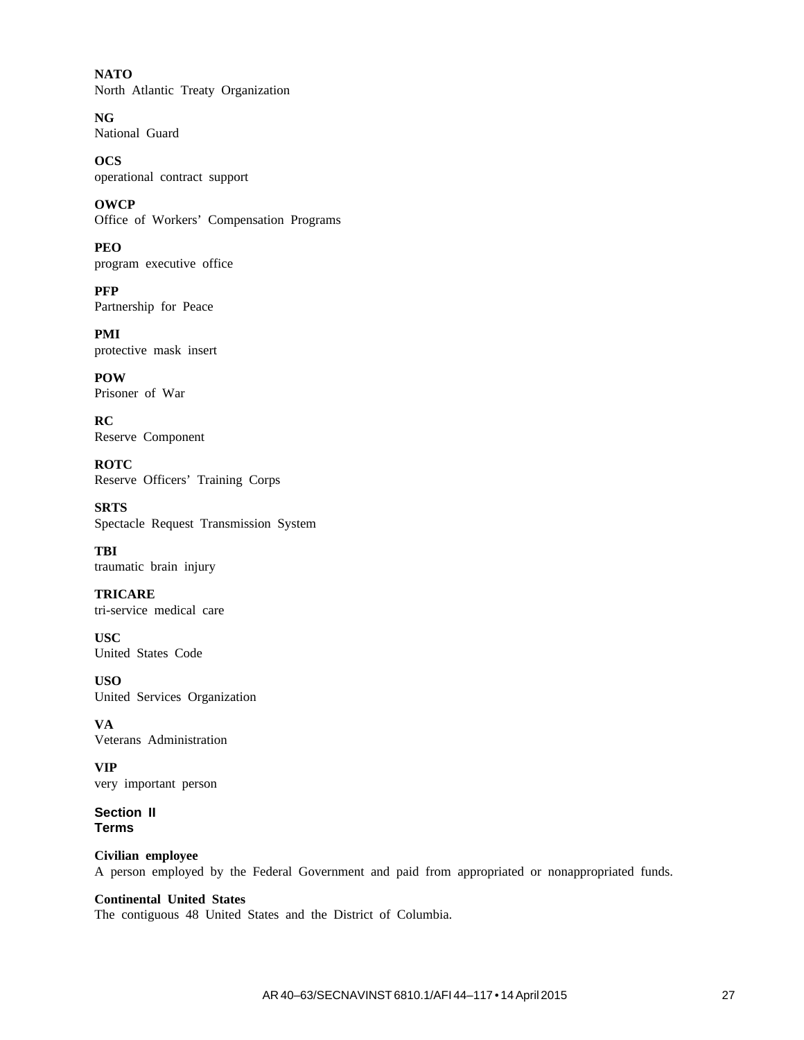**NATO**
North Atlantic Treaty Organization

**NG**
National Guard

**OCS**
operational contract support

**OWCP**
Office of Workers' Compensation Programs

**PEO**
program executive office

**PFP**
Partnership for Peace

**PMI**
protective mask insert

**POW**
Prisoner of War

**RC**
Reserve Component

**ROTC**
Reserve Officers' Training Corps

**SRTS**
Spectacle Request Transmission System

**TBI**
traumatic brain injury

**TRICARE**
tri-service medical care

**USC**
United States Code

**USO**
United Services Organization

**VA**
Veterans Administration

**VIP**
very important person

## Section II
## Terms

**Civilian employee**
A person employed by the Federal Government and paid from appropriated or nonappropriated funds.

**Continental United States**
The contiguous 48 United States and the District of Columbia.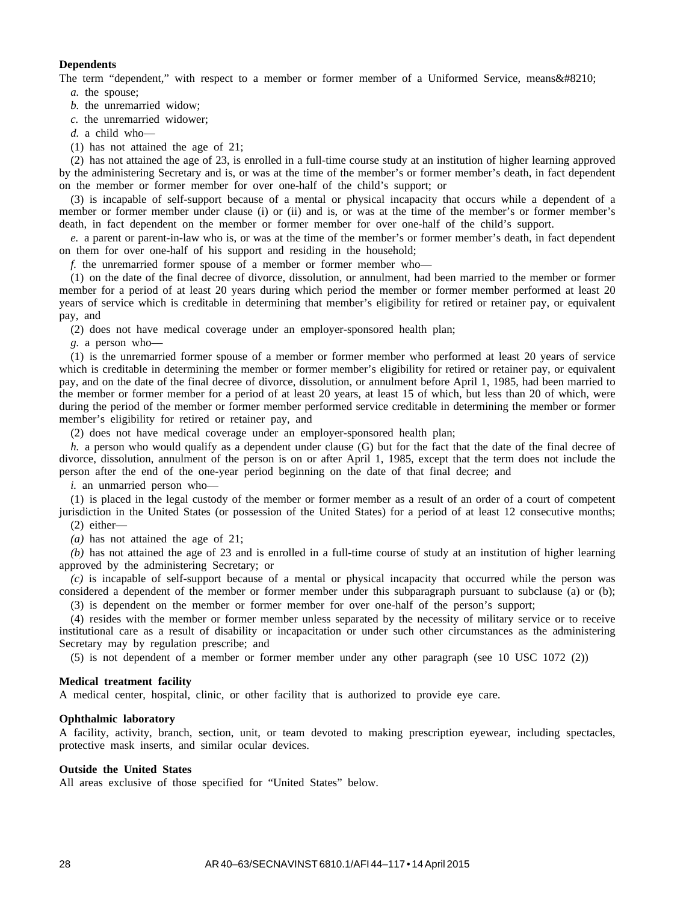**Dependents**

The term "dependent," with respect to a member or former member of a Uniformed Service, means&#8210;

*a.* the spouse;

*b.* the unremarried widow;

*c.* the unremarried widower;

*d.* a child who—

(1) has not attained the age of 21;

(2) has not attained the age of 23, is enrolled in a full-time course study at an institution of higher learning approved by the administering Secretary and is, or was at the time of the member's or former member's death, in fact dependent on the member or former member for over one-half of the child's support; or

(3) is incapable of self-support because of a mental or physical incapacity that occurs while a dependent of a member or former member under clause (i) or (ii) and is, or was at the time of the member's or former member's death, in fact dependent on the member or former member for over one-half of the child's support.

*e.* a parent or parent-in-law who is, or was at the time of the member's or former member's death, in fact dependent on them for over one-half of his support and residing in the household;

*f.* the unremarried former spouse of a member or former member who—

(1) on the date of the final decree of divorce, dissolution, or annulment, had been married to the member or former member for a period of at least 20 years during which period the member or former member performed at least 20 years of service which is creditable in determining that member's eligibility for retired or retainer pay, or equivalent pay, and

(2) does not have medical coverage under an employer-sponsored health plan;

*g.* a person who—

(1) is the unremarried former spouse of a member or former member who performed at least 20 years of service which is creditable in determining the member or former member's eligibility for retired or retainer pay, or equivalent pay, and on the date of the final decree of divorce, dissolution, or annulment before April 1, 1985, had been married to the member or former member for a period of at least 20 years, at least 15 of which, but less than 20 of which, were during the period of the member or former member performed service creditable in determining the member or former member's eligibility for retired or retainer pay, and

(2) does not have medical coverage under an employer-sponsored health plan;

*h.* a person who would qualify as a dependent under clause (G) but for the fact that the date of the final decree of divorce, dissolution, annulment of the person is on or after April 1, 1985, except that the term does not include the person after the end of the one-year period beginning on the date of that final decree; and

*i.* an unmarried person who—

(1) is placed in the legal custody of the member or former member as a result of an order of a court of competent jurisdiction in the United States (or possession of the United States) for a period of at least 12 consecutive months;

(2) either—

*(a)* has not attained the age of 21;

*(b)* has not attained the age of 23 and is enrolled in a full-time course of study at an institution of higher learning approved by the administering Secretary; or

*(c)* is incapable of self-support because of a mental or physical incapacity that occurred while the person was considered a dependent of the member or former member under this subparagraph pursuant to subclause (a) or (b);

(3) is dependent on the member or former member for over one-half of the person's support;

(4) resides with the member or former member unless separated by the necessity of military service or to receive institutional care as a result of disability or incapacitation or under such other circumstances as the administering Secretary may by regulation prescribe; and

(5) is not dependent of a member or former member under any other paragraph (see 10 USC 1072 (2))

**Medical treatment facility**

A medical center, hospital, clinic, or other facility that is authorized to provide eye care.

**Ophthalmic laboratory**

A facility, activity, branch, section, unit, or team devoted to making prescription eyewear, including spectacles, protective mask inserts, and similar ocular devices.

**Outside the United States**

All areas exclusive of those specified for "United States" below.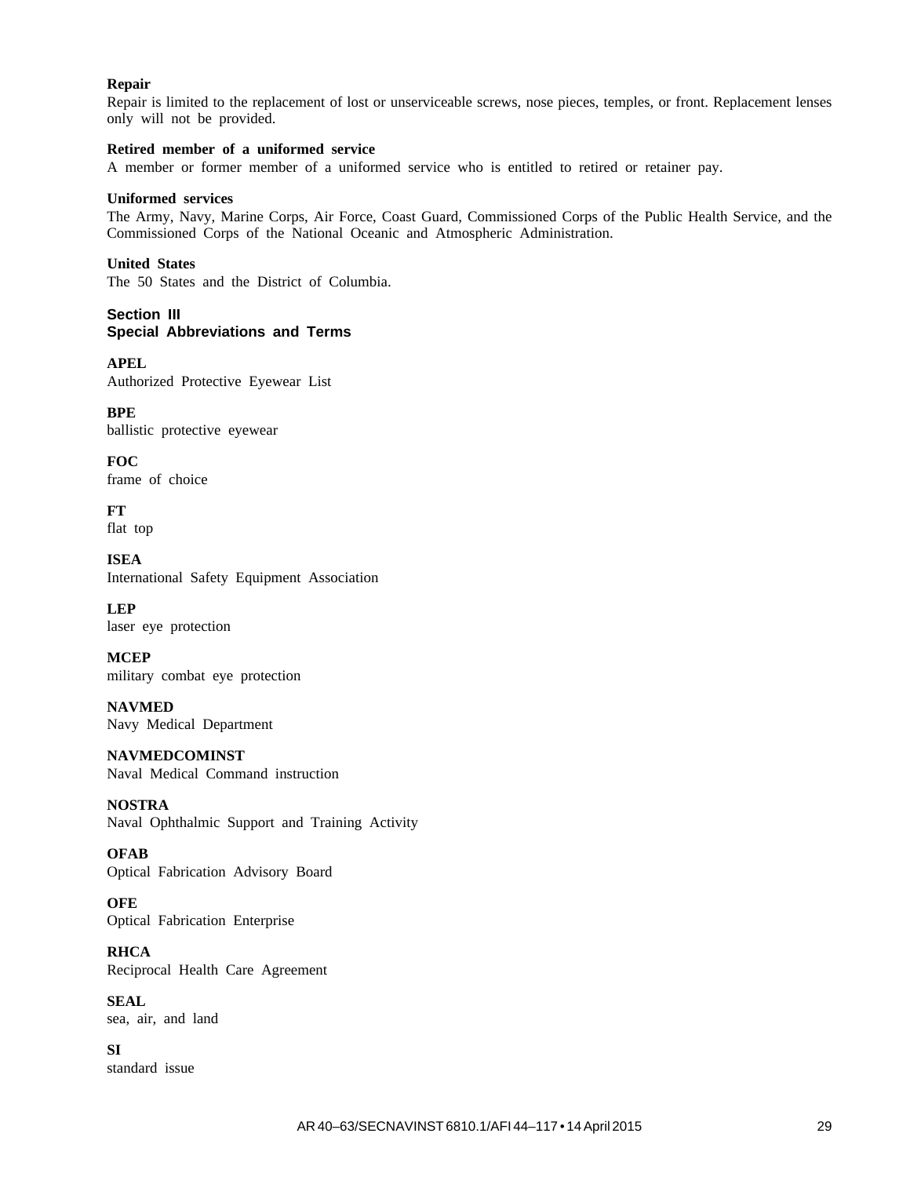**Repair**
Repair is limited to the replacement of lost or unserviceable screws, nose pieces, temples, or front. Replacement lenses only will not be provided.

**Retired member of a uniformed service**
A member or former member of a uniformed service who is entitled to retired or retainer pay.

**Uniformed services**
The Army, Navy, Marine Corps, Air Force, Coast Guard, Commissioned Corps of the Public Health Service, and the Commissioned Corps of the National Oceanic and Atmospheric Administration.

**United States**
The 50 States and the District of Columbia.

## Section III
## Special Abbreviations and Terms

**APEL**
Authorized Protective Eyewear List

**BPE**
ballistic protective eyewear

**FOC**
frame of choice

**FT**
flat top

**ISEA**
International Safety Equipment Association

**LEP**
laser eye protection

**MCEP**
military combat eye protection

**NAVMED**
Navy Medical Department

**NAVMEDCOMINST**
Naval Medical Command instruction

**NOSTRA**
Naval Ophthalmic Support and Training Activity

**OFAB**
Optical Fabrication Advisory Board

**OFE**
Optical Fabrication Enterprise

**RHCA**
Reciprocal Health Care Agreement

**SEAL**
sea, air, and land

**SI**
standard issue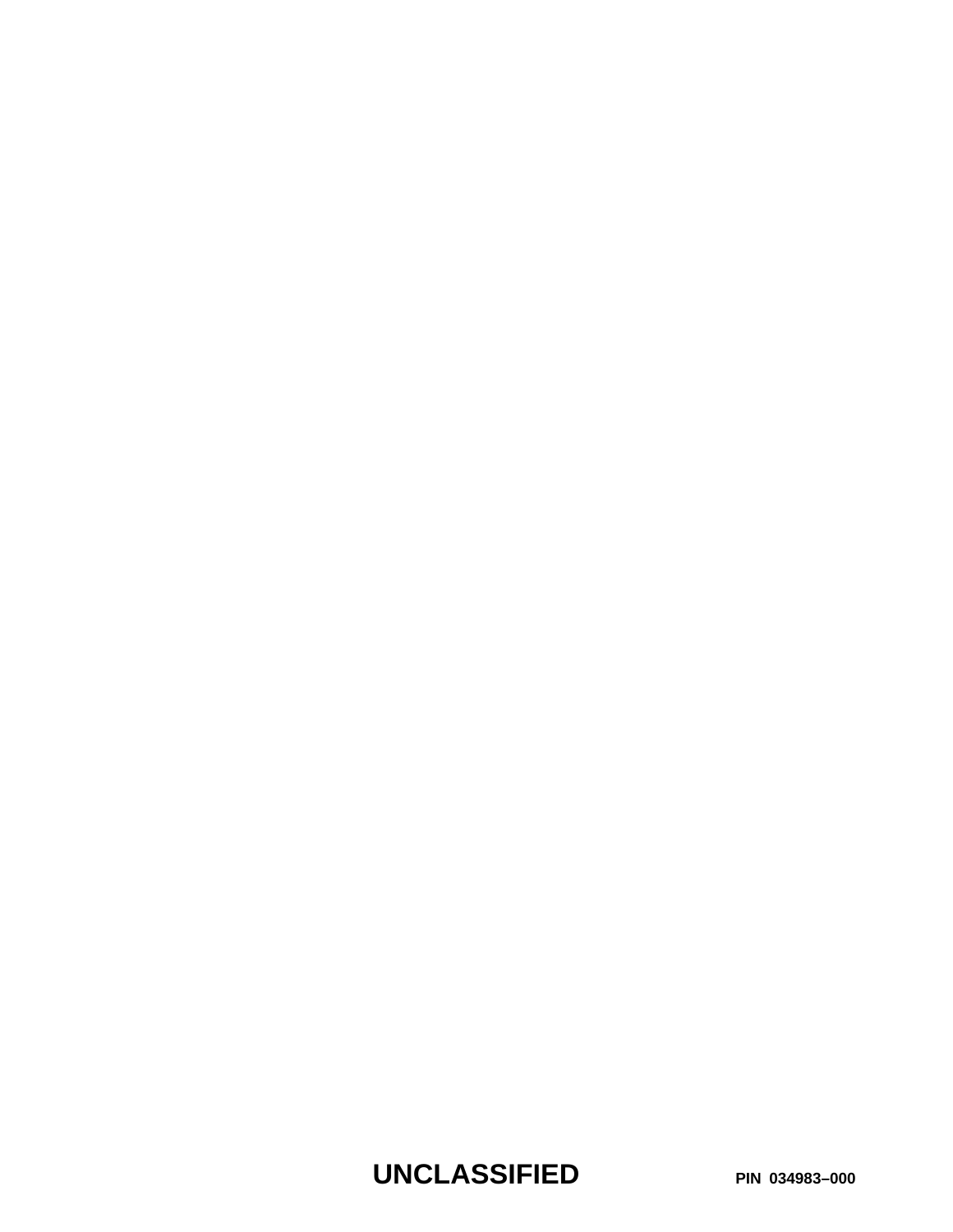**UNCLASSIFIED** PIN 034983–000